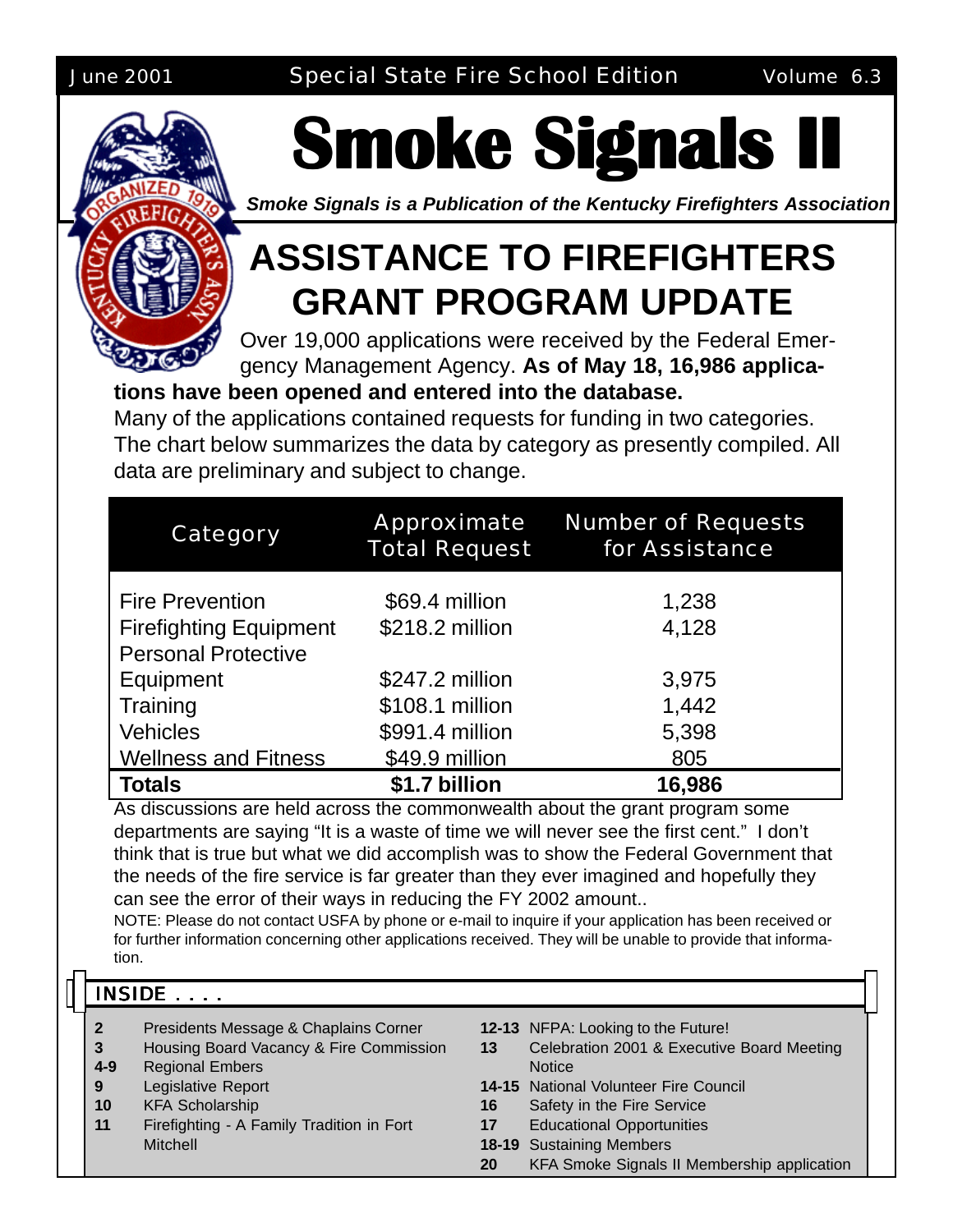June 2001 Special State Fire School Edition Volume 6.3

# Smoke Signals II

***Smoke Signals is a Publication of the Kentucky Firefighters Association***

## ASSISTANCE TO FIREFIGHTERS GRANT PROGRAM UPDATE

Over 19,000 applications were received by the Federal Emergency Management Agency. **As of May 18, 16,986 applications have been opened and entered into the database.**

Many of the applications contained requests for funding in two categories. The chart below summarizes the data by category as presently compiled. All data are preliminary and subject to change.

| Category | Approximate Total Request | Number of Requests for Assistance |
|---|---|---|
| Fire Prevention | $69.4 million | 1,238 |
| Firefighting Equipment | $218.2 million | 4,128 |
| Personal Protective Equipment | $247.2 million | 3,975 |
| Training | $108.1 million | 1,442 |
| Vehicles | $991.4 million | 5,398 |
| Wellness and Fitness | $49.9 million | 805 |
| **Totals** | **$1.7 billion** | **16,986** |

As discussions are held across the commonwealth about the grant program some departments are saying "It is a waste of time we will never see the first cent." I don't think that is true but what we did accomplish was to show the Federal Government that the needs of the fire service is far greater than they ever imagined and hopefully they can see the error of their ways in reducing the FY 2002 amount..

NOTE: Please do not contact USFA by phone or e-mail to inquire if your application has been received or for further information concerning other applications received. They will be unable to provide that information.

### INSIDE . . . .

- **2** Presidents Message & Chaplains Corner
- **3** Housing Board Vacancy & Fire Commission
- **4-9** Regional Embers
- **9** Legislative Report
- **10** KFA Scholarship
- **11** Firefighting - A Family Tradition in Fort Mitchell
- **12-13** NFPA: Looking to the Future!
- **13** Celebration 2001 & Executive Board Meeting Notice
- **14-15** National Volunteer Fire Council
- **16** Safety in the Fire Service
- **17** Educational Opportunities
- **18-19** Sustaining Members
- **20** KFA Smoke Signals II Membership application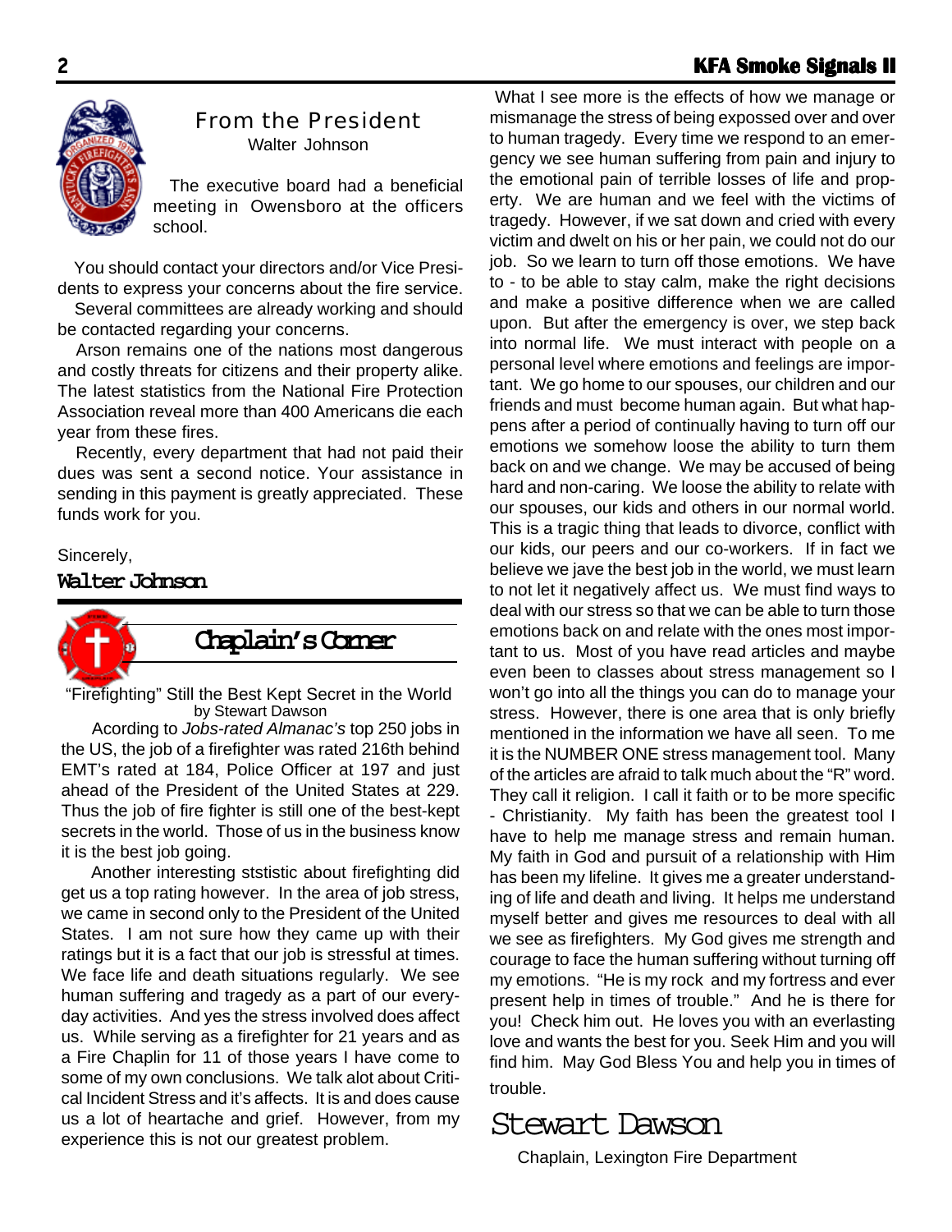## From the President

Walter Johnson

The executive board had a beneficial meeting in Owensboro at the officers school.

You should contact your directors and/or Vice Presidents to express your concerns about the fire service.

Several committees are already working and should be contacted regarding your concerns.

Arson remains one of the nations most dangerous and costly threats for citizens and their property alike. The latest statistics from the National Fire Protection Association reveal more than 400 Americans die each year from these fires.

Recently, every department that had not paid their dues was sent a second notice. Your assistance in sending in this payment is greatly appreciated. These funds work for you.

Sincerely,

**Walter Johnson**

## Chaplain's Corner

"Firefighting" Still the Best Kept Secret in the World

by Stewart Dawson

Acording to *Jobs-rated Almanac's* top 250 jobs in the US, the job of a firefighter was rated 216th behind EMT's rated at 184, Police Officer at 197 and just ahead of the President of the United States at 229. Thus the job of fire fighter is still one of the best-kept secrets in the world. Those of us in the business know it is the best job going.

Another interesting ststistic about firefighting did get us a top rating however. In the area of job stress, we came in second only to the President of the United States. I am not sure how they came up with their ratings but it is a fact that our job is stressful at times. We face life and death situations regularly. We see human suffering and tragedy as a part of our everyday activities. And yes the stress involved does affect us. While serving as a firefighter for 21 years and as a Fire Chaplin for 11 of those years I have come to some of my own conclusions. We talk alot about Critical Incident Stress and it's affects. It is and does cause us a lot of heartache and grief. However, from my experience this is not our greatest problem.

What I see more is the effects of how we manage or mismanage the stress of being expossed over and over to human tragedy. Every time we respond to an emergency we see human suffering from pain and injury to the emotional pain of terrible losses of life and property. We are human and we feel with the victims of tragedy. However, if we sat down and cried with every victim and dwelt on his or her pain, we could not do our job. So we learn to turn off those emotions. We have to - to be able to stay calm, make the right decisions and make a positive difference when we are called upon. But after the emergency is over, we step back into normal life. We must interact with people on a personal level where emotions and feelings are important. We go home to our spouses, our children and our friends and must become human again. But what happens after a period of continually having to turn off our emotions we somehow loose the ability to turn them back on and we change. We may be accused of being hard and non-caring. We loose the ability to relate with our spouses, our kids and others in our normal world. This is a tragic thing that leads to divorce, conflict with our kids, our peers and our co-workers. If in fact we believe we jave the best job in the world, we must learn to not let it negatively affect us. We must find ways to deal with our stress so that we can be able to turn those emotions back on and relate with the ones most important to us. Most of you have read articles and maybe even been to classes about stress management so I won't go into all the things you can do to manage your stress. However, there is one area that is only briefly mentioned in the information we have all seen. To me it is the NUMBER ONE stress management tool. Many of the articles are afraid to talk much about the "R" word. They call it religion. I call it faith or to be more specific - Christianity. My faith has been the greatest tool I have to help me manage stress and remain human. My faith in God and pursuit of a relationship with Him has been my lifeline. It gives me a greater understanding of life and death and living. It helps me understand myself better and gives me resources to deal with all we see as firefighters. My God gives me strength and courage to face the human suffering without turning off my emotions. "He is my rock and my fortress and ever present help in times of trouble." And he is there for you! Check him out. He loves you with an everlasting love and wants the best for you. Seek Him and you will find him. May God Bless You and help you in times of trouble.

Stewart Dawson

Chaplain, Lexington Fire Department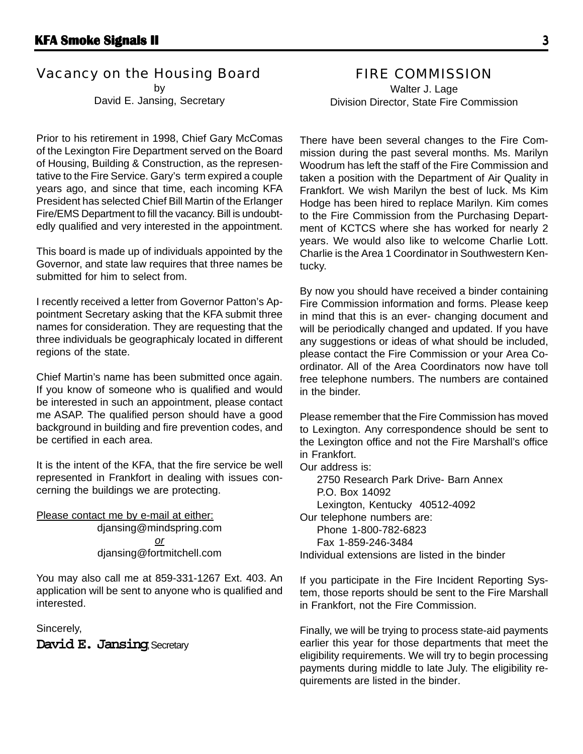## Vacancy on the Housing Board

by
David E. Jansing, Secretary

Prior to his retirement in 1998, Chief Gary McComas of the Lexington Fire Department served on the Board of Housing, Building & Construction, as the representative to the Fire Service. Gary's term expired a couple years ago, and since that time, each incoming KFA President has selected Chief Bill Martin of the Erlanger Fire/EMS Department to fill the vacancy. Bill is undoubtedly qualified and very interested in the appointment.

This board is made up of individuals appointed by the Governor, and state law requires that three names be submitted for him to select from.

I recently received a letter from Governor Patton's Appointment Secretary asking that the KFA submit three names for consideration. They are requesting that the three individuals be geographicaly located in different regions of the state.

Chief Martin's name has been submitted once again. If you know of someone who is qualified and would be interested in such an appointment, please contact me ASAP. The qualified person should have a good background in building and fire prevention codes, and be certified in each area.

It is the intent of the KFA, that the fire service be well represented in Frankfort in dealing with issues concerning the buildings we are protecting.

Please contact me by e-mail at either:

djansing@mindspring.com
*or*
djansing@fortmitchell.com

You may also call me at 859-331-1267 Ext. 403. An application will be sent to anyone who is qualified and interested.

Sincerely,

**David E. Jansing**, Secretary

## FIRE COMMISSION

Walter J. Lage
Division Director, State Fire Commission

There have been several changes to the Fire Commission during the past several months. Ms. Marilyn Woodrum has left the staff of the Fire Commission and taken a position with the Department of Air Quality in Frankfort. We wish Marilyn the best of luck. Ms Kim Hodge has been hired to replace Marilyn. Kim comes to the Fire Commission from the Purchasing Department of KCTCS where she has worked for nearly 2 years. We would also like to welcome Charlie Lott. Charlie is the Area 1 Coordinator in Southwestern Kentucky.

By now you should have received a binder containing Fire Commission information and forms. Please keep in mind that this is an ever- changing document and will be periodically changed and updated. If you have any suggestions or ideas of what should be included, please contact the Fire Commission or your Area Coordinator. All of the Area Coordinators now have toll free telephone numbers. The numbers are contained in the binder.

Please remember that the Fire Commission has moved to Lexington. Any correspondence should be sent to the Lexington office and not the Fire Marshall's office in Frankfort.

Our address is:

2750 Research Park Drive- Barn Annex
P.O. Box 14092
Lexington, Kentucky 40512-4092

Our telephone numbers are:

Phone 1-800-782-6823
Fax 1-859-246-3484

Individual extensions are listed in the binder

If you participate in the Fire Incident Reporting System, those reports should be sent to the Fire Marshall in Frankfort, not the Fire Commission.

Finally, we will be trying to process state-aid payments earlier this year for those departments that meet the eligibility requirements. We will try to begin processing payments during middle to late July. The eligibility requirements are listed in the binder.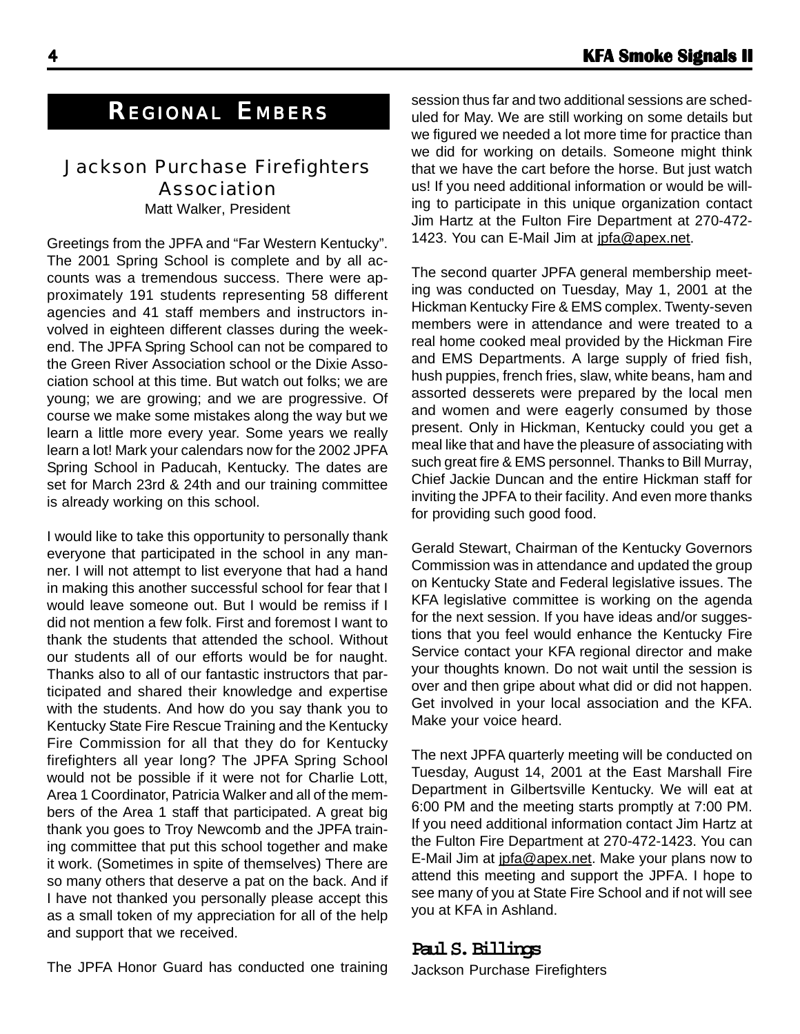# Regional Embers

## Jackson Purchase Firefighters Association

Matt Walker, President

Greetings from the JPFA and "Far Western Kentucky". The 2001 Spring School is complete and by all accounts was a tremendous success. There were approximately 191 students representing 58 different agencies and 41 staff members and instructors involved in eighteen different classes during the weekend. The JPFA Spring School can not be compared to the Green River Association school or the Dixie Association school at this time. But watch out folks; we are young; we are growing; and we are progressive. Of course we make some mistakes along the way but we learn a little more every year. Some years we really learn a lot! Mark your calendars now for the 2002 JPFA Spring School in Paducah, Kentucky. The dates are set for March 23rd & 24th and our training committee is already working on this school.

I would like to take this opportunity to personally thank everyone that participated in the school in any manner. I will not attempt to list everyone that had a hand in making this another successful school for fear that I would leave someone out. But I would be remiss if I did not mention a few folk. First and foremost I want to thank the students that attended the school. Without our students all of our efforts would be for naught. Thanks also to all of our fantastic instructors that participated and shared their knowledge and expertise with the students. And how do you say thank you to Kentucky State Fire Rescue Training and the Kentucky Fire Commission for all that they do for Kentucky firefighters all year long? The JPFA Spring School would not be possible if it were not for Charlie Lott, Area 1 Coordinator, Patricia Walker and all of the members of the Area 1 staff that participated. A great big thank you goes to Troy Newcomb and the JPFA training committee that put this school together and make it work. (Sometimes in spite of themselves) There are so many others that deserve a pat on the back. And if I have not thanked you personally please accept this as a small token of my appreciation for all of the help and support that we received.

The JPFA Honor Guard has conducted one training session thus far and two additional sessions are scheduled for May. We are still working on some details but we figured we needed a lot more time for practice than we did for working on details. Someone might think that we have the cart before the horse. But just watch us! If you need additional information or would be willing to participate in this unique organization contact Jim Hartz at the Fulton Fire Department at 270-472-1423. You can E-Mail Jim at jpfa@apex.net.

The second quarter JPFA general membership meeting was conducted on Tuesday, May 1, 2001 at the Hickman Kentucky Fire & EMS complex. Twenty-seven members were in attendance and were treated to a real home cooked meal provided by the Hickman Fire and EMS Departments. A large supply of fried fish, hush puppies, french fries, slaw, white beans, ham and assorted desserets were prepared by the local men and women and were eagerly consumed by those present. Only in Hickman, Kentucky could you get a meal like that and have the pleasure of associating with such great fire & EMS personnel. Thanks to Bill Murray, Chief Jackie Duncan and the entire Hickman staff for inviting the JPFA to their facility. And even more thanks for providing such good food.

Gerald Stewart, Chairman of the Kentucky Governors Commission was in attendance and updated the group on Kentucky State and Federal legislative issues. The KFA legislative committee is working on the agenda for the next session. If you have ideas and/or suggestions that you feel would enhance the Kentucky Fire Service contact your KFA regional director and make your thoughts known. Do not wait until the session is over and then gripe about what did or did not happen. Get involved in your local association and the KFA. Make your voice heard.

The next JPFA quarterly meeting will be conducted on Tuesday, August 14, 2001 at the East Marshall Fire Department in Gilbertsville Kentucky. We will eat at 6:00 PM and the meeting starts promptly at 7:00 PM. If you need additional information contact Jim Hartz at the Fulton Fire Department at 270-472-1423. You can E-Mail Jim at jpfa@apex.net. Make your plans now to attend this meeting and support the JPFA. I hope to see many of you at State Fire School and if not will see you at KFA in Ashland.

**Paul S. Billings**
Jackson Purchase Firefighters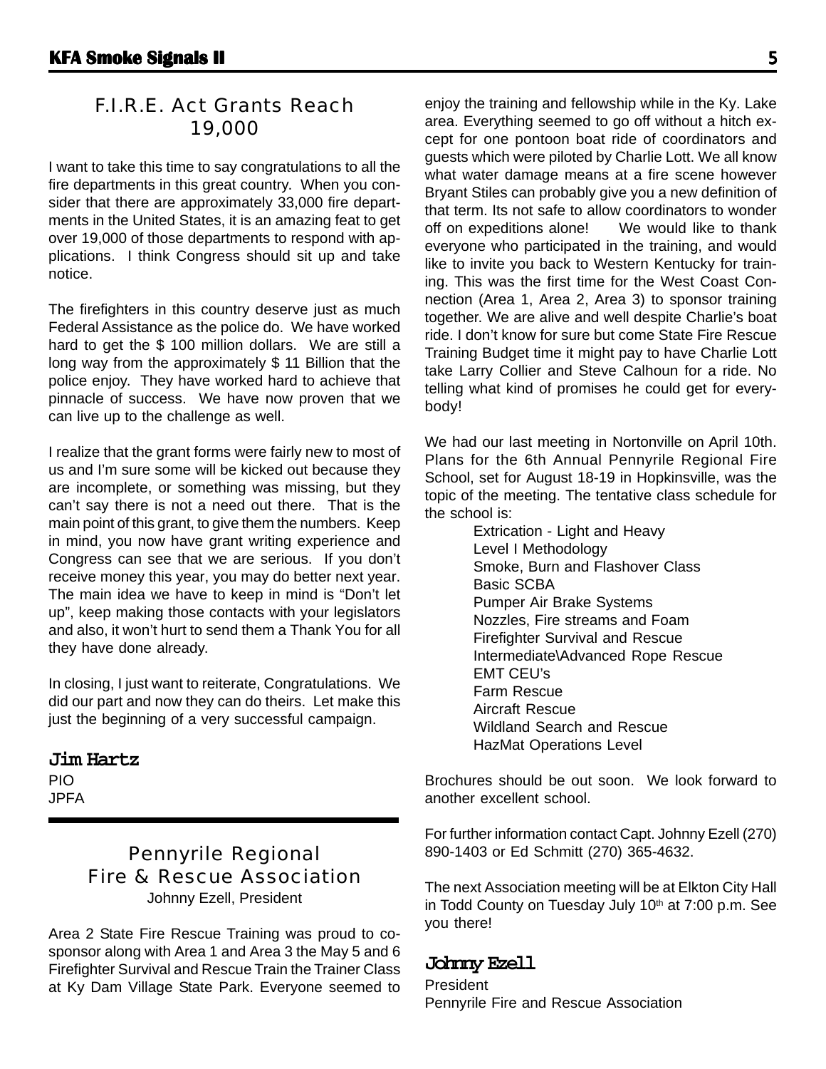## F.I.R.E. Act Grants Reach 19,000

I want to take this time to say congratulations to all the fire departments in this great country. When you consider that there are approximately 33,000 fire departments in the United States, it is an amazing feat to get over 19,000 of those departments to respond with applications. I think Congress should sit up and take notice.

The firefighters in this country deserve just as much Federal Assistance as the police do. We have worked hard to get the $ 100 million dollars. We are still a long way from the approximately $ 11 Billion that the police enjoy. They have worked hard to achieve that pinnacle of success. We have now proven that we can live up to the challenge as well.

I realize that the grant forms were fairly new to most of us and I'm sure some will be kicked out because they are incomplete, or something was missing, but they can't say there is not a need out there. That is the main point of this grant, to give them the numbers. Keep in mind, you now have grant writing experience and Congress can see that we are serious. If you don't receive money this year, you may do better next year. The main idea we have to keep in mind is "Don't let up", keep making those contacts with your legislators and also, it won't hurt to send them a Thank You for all they have done already.

In closing, I just want to reiterate, Congratulations. We did our part and now they can do theirs. Let make this just the beginning of a very successful campaign.

**Jim Hartz**
PIO
JPFA

## Pennyrile Regional Fire & Rescue Association

Johnny Ezell, President

Area 2 State Fire Rescue Training was proud to co-sponsor along with Area 1 and Area 3 the May 5 and 6 Firefighter Survival and Rescue Train the Trainer Class at Ky Dam Village State Park. Everyone seemed to enjoy the training and fellowship while in the Ky. Lake area. Everything seemed to go off without a hitch except for one pontoon boat ride of coordinators and guests which were piloted by Charlie Lott. We all know what water damage means at a fire scene however Bryant Stiles can probably give you a new definition of that term. Its not safe to allow coordinators to wonder off on expeditions alone! We would like to thank everyone who participated in the training, and would like to invite you back to Western Kentucky for training. This was the first time for the West Coast Connection (Area 1, Area 2, Area 3) to sponsor training together. We are alive and well despite Charlie's boat ride. I don't know for sure but come State Fire Rescue Training Budget time it might pay to have Charlie Lott take Larry Collier and Steve Calhoun for a ride. No telling what kind of promises he could get for everybody!

We had our last meeting in Nortonville on April 10th. Plans for the 6th Annual Pennyrile Regional Fire School, set for August 18-19 in Hopkinsville, was the topic of the meeting. The tentative class schedule for the school is:

- Extrication - Light and Heavy
- Level I Methodology
- Smoke, Burn and Flashover Class
- Basic SCBA
- Pumper Air Brake Systems
- Nozzles, Fire streams and Foam
- Firefighter Survival and Rescue
- Intermediate\Advanced Rope Rescue
- EMT CEU's
- Farm Rescue
- Aircraft Rescue
- Wildland Search and Rescue
- HazMat Operations Level

Brochures should be out soon. We look forward to another excellent school.

For further information contact Capt. Johnny Ezell (270) 890-1403 or Ed Schmitt (270) 365-4632.

The next Association meeting will be at Elkton City Hall in Todd County on Tuesday July 10th at 7:00 p.m. See you there!

**Johnny Ezell**
President
Pennyrile Fire and Rescue Association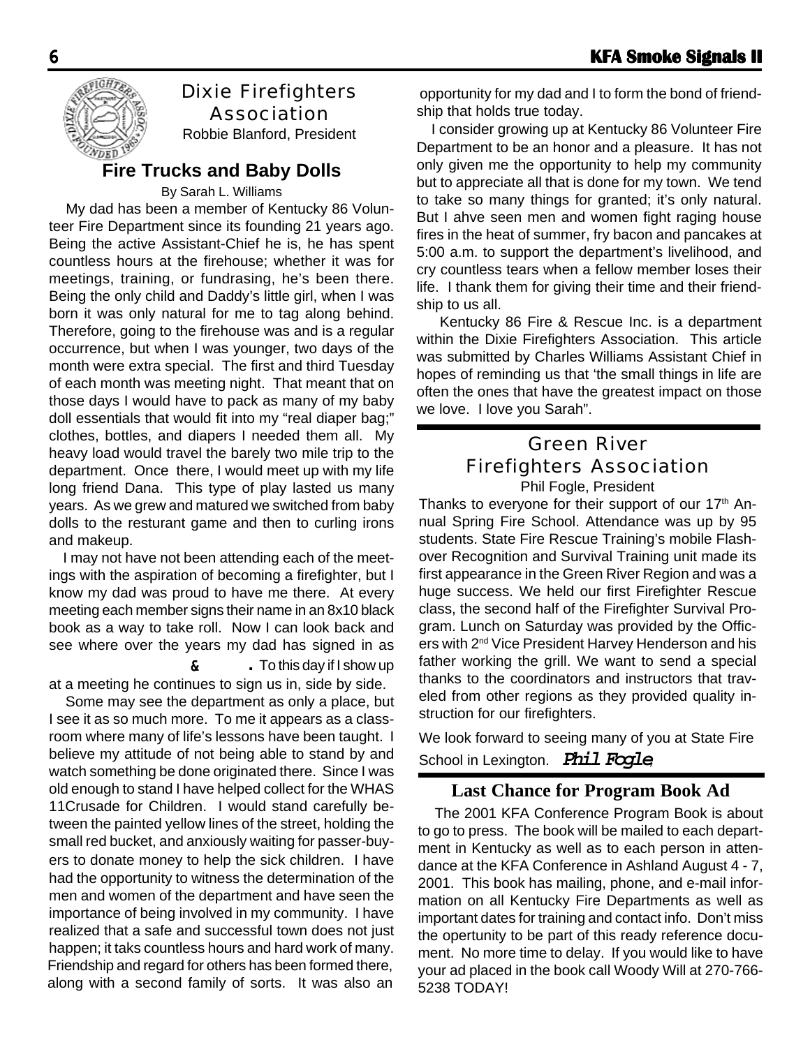## Dixie Firefighters Association

Robbie Blanford, President

### Fire Trucks and Baby Dolls

By Sarah L. Williams

My dad has been a member of Kentucky 86 Volunteer Fire Department since its founding 21 years ago. Being the active Assistant-Chief he is, he has spent countless hours at the firehouse; whether it was for meetings, training, or fundrasing, he's been there. Being the only child and Daddy's little girl, when I was born it was only natural for me to tag along behind. Therefore, going to the firehouse was and is a regular occurrence, but when I was younger, two days of the month were extra special. The first and third Tuesday of each month was meeting night. That meant that on those days I would have to pack as many of my baby doll essentials that would fit into my "real diaper bag;" clothes, bottles, and diapers I needed them all. My heavy load would travel the barely two mile trip to the department. Once there, I would meet up with my life long friend Dana. This type of play lasted us many years. As we grew and matured we switched from baby dolls to the resturant game and then to curling irons and makeup.

I may not have not been attending each of the meetings with the aspiration of becoming a firefighter, but I know my dad was proud to have me there. At every meeting each member signs their name in an 8x10 black book as a way to take roll. Now I can look back and see where over the years my dad has signed in as

& . To this day if I show up at a meeting he continues to sign us in, side by side.

Some may see the department as only a place, but I see it as so much more. To me it appears as a classroom where many of life's lessons have been taught. I believe my attitude of not being able to stand by and watch something be done originated there. Since I was old enough to stand I have helped collect for the WHAS 11Crusade for Children. I would stand carefully between the painted yellow lines of the street, holding the small red bucket, and anxiously waiting for passer-buyers to donate money to help the sick children. I have had the opportunity to witness the determination of the men and women of the department and have seen the importance of being involved in my community. I have realized that a safe and successful town does not just happen; it taks countless hours and hard work of many. Friendship and regard for others has been formed there, along with a second family of sorts. It was also an opportunity for my dad and I to form the bond of friendship that holds true today.

I consider growing up at Kentucky 86 Volunteer Fire Department to be an honor and a pleasure. It has not only given me the opportunity to help my community but to appreciate all that is done for my town. We tend to take so many things for granted; it's only natural. But I ahve seen men and women fight raging house fires in the heat of summer, fry bacon and pancakes at 5:00 a.m. to support the department's livelihood, and cry countless tears when a fellow member loses their life. I thank them for giving their time and their friendship to us all.

Kentucky 86 Fire & Rescue Inc. is a department within the Dixie Firefighters Association. This article was submitted by Charles Williams Assistant Chief in hopes of reminding us that 'the small things in life are often the ones that have the greatest impact on those we love. I love you Sarah".

## Green River Firefighters Association

Phil Fogle, President

Thanks to everyone for their support of our 17th Annual Spring Fire School. Attendance was up by 95 students. State Fire Rescue Training's mobile Flashover Recognition and Survival Training unit made its first appearance in the Green River Region and was a huge success. We held our first Firefighter Rescue class, the second half of the Firefighter Survival Program. Lunch on Saturday was provided by the Officers with 2nd Vice President Harvey Henderson and his father working the grill. We want to send a special thanks to the coordinators and instructors that traveled from other regions as they provided quality instruction for our firefighters.

We look forward to seeing many of you at State Fire School in Lexington. ***Phil Fogle***

### Last Chance for Program Book Ad

The 2001 KFA Conference Program Book is about to go to press. The book will be mailed to each department in Kentucky as well as to each person in attendance at the KFA Conference in Ashland August 4 - 7, 2001. This book has mailing, phone, and e-mail information on all Kentucky Fire Departments as well as important dates for training and contact info. Don't miss the opertunity to be part of this ready reference document. No more time to delay. If you would like to have your ad placed in the book call Woody Will at 270-766-5238 TODAY!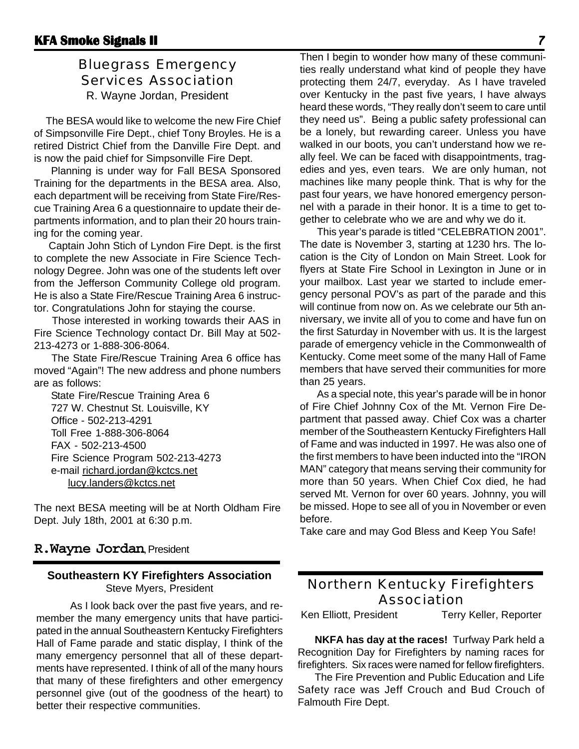## Bluegrass Emergency Services Association

R. Wayne Jordan, President

The BESA would like to welcome the new Fire Chief of Simpsonville Fire Dept., chief Tony Broyles. He is a retired District Chief from the Danville Fire Dept. and is now the paid chief for Simpsonville Fire Dept.

Planning is under way for Fall BESA Sponsored Training for the departments in the BESA area. Also, each department will be receiving from State Fire/Rescue Training Area 6 a questionnaire to update their departments information, and to plan their 20 hours training for the coming year.

Captain John Stich of Lyndon Fire Dept. is the first to complete the new Associate in Fire Science Technology Degree. John was one of the students left over from the Jefferson Community College old program. He is also a State Fire/Rescue Training Area 6 instructor. Congratulations John for staying the course.

Those interested in working towards their AAS in Fire Science Technology contact Dr. Bill May at 502-213-4273 or 1-888-306-8064.

The State Fire/Rescue Training Area 6 office has moved "Again"! The new address and phone numbers are as follows:

State Fire/Rescue Training Area 6
727 W. Chestnut St. Louisville, KY
Office - 502-213-4291
Toll Free 1-888-306-8064
FAX - 502-213-4500
Fire Science Program 502-213-4273
e-mail richard.jordan@kctcs.net
lucy.landers@kctcs.net

The next BESA meeting will be at North Oldham Fire Dept. July 18th, 2001 at 6:30 p.m.

**R.Wayne Jordan**, President

### Southeastern KY Firefighters Association

Steve Myers, President

As I look back over the past five years, and remember the many emergency units that have participated in the annual Southeastern Kentucky Firefighters Hall of Fame parade and static display, I think of the many emergency personnel that all of these departments have represented. I think of all of the many hours that many of these firefighters and other emergency personnel give (out of the goodness of the heart) to better their respective communities.

Then I begin to wonder how many of these communities really understand what kind of people they have protecting them 24/7, everyday. As I have traveled over Kentucky in the past five years, I have always heard these words, "They really don't seem to care until they need us". Being a public safety professional can be a lonely, but rewarding career. Unless you have walked in our boots, you can't understand how we really feel. We can be faced with disappointments, tragedies and yes, even tears. We are only human, not machines like many people think. That is why for the past four years, we have honored emergency personnel with a parade in their honor. It is a time to get together to celebrate who we are and why we do it.

This year's parade is titled "CELEBRATION 2001". The date is November 3, starting at 1230 hrs. The location is the City of London on Main Street. Look for flyers at State Fire School in Lexington in June or in your mailbox. Last year we started to include emergency personal POV's as part of the parade and this will continue from now on. As we celebrate our 5th anniversary, we invite all of you to come and have fun on the first Saturday in November with us. It is the largest parade of emergency vehicle in the Commonwealth of Kentucky. Come meet some of the many Hall of Fame members that have served their communities for more than 25 years.

As a special note, this year's parade will be in honor of Fire Chief Johnny Cox of the Mt. Vernon Fire Department that passed away. Chief Cox was a charter member of the Southeastern Kentucky Firefighters Hall of Fame and was inducted in 1997. He was also one of the first members to have been inducted into the "IRON MAN" category that means serving their community for more than 50 years. When Chief Cox died, he had served Mt. Vernon for over 60 years. Johnny, you will be missed. Hope to see all of you in November or even before.

Take care and may God Bless and Keep You Safe!

## Northern Kentucky Firefighters Association

Ken Elliott, President          Terry Keller, Reporter

**NKFA has day at the races!** Turfway Park held a Recognition Day for Firefighters by naming races for firefighters. Six races were named for fellow firefighters.

The Fire Prevention and Public Education and Life Safety race was Jeff Crouch and Bud Crouch of Falmouth Fire Dept.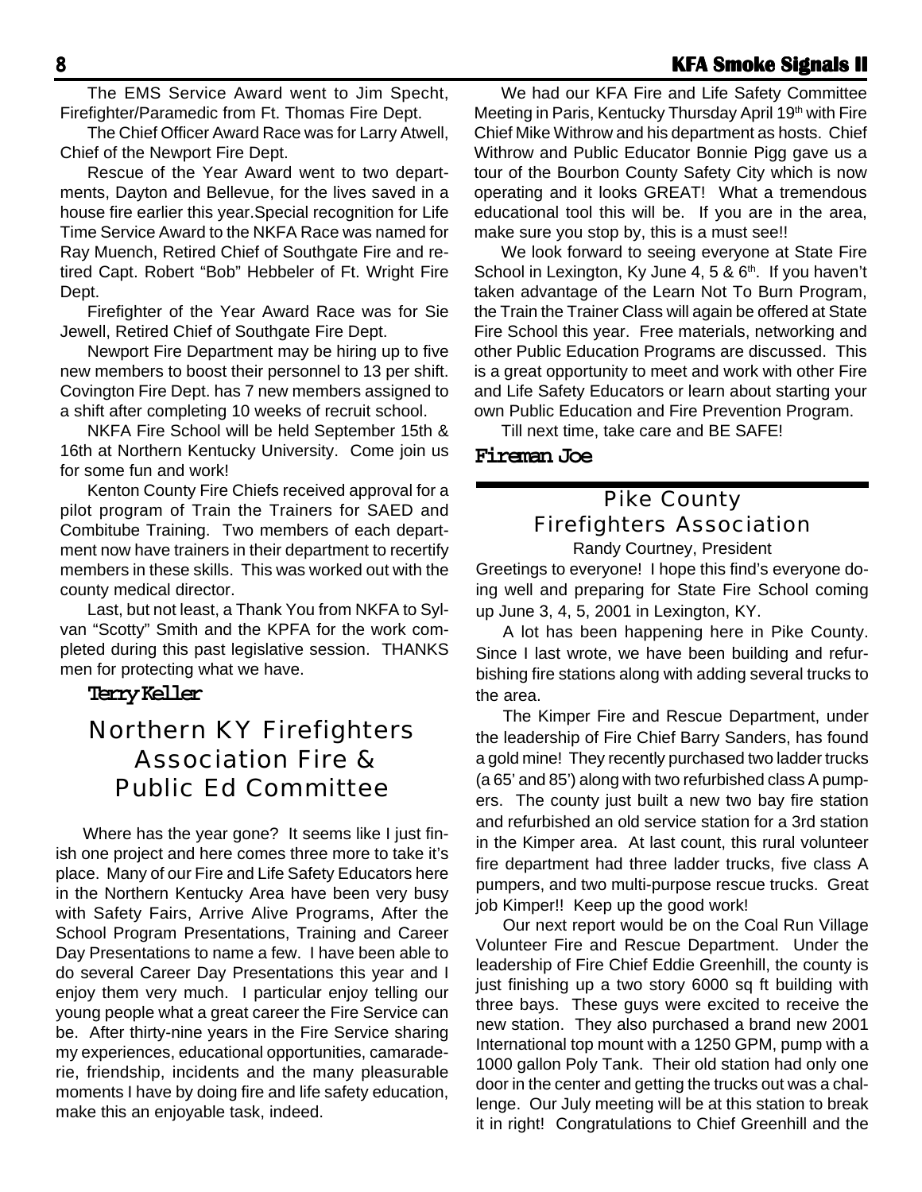The EMS Service Award went to Jim Specht, Firefighter/Paramedic from Ft. Thomas Fire Dept.

The Chief Officer Award Race was for Larry Atwell, Chief of the Newport Fire Dept.

Rescue of the Year Award went to two departments, Dayton and Bellevue, for the lives saved in a house fire earlier this year.Special recognition for Life Time Service Award to the NKFA Race was named for Ray Muench, Retired Chief of Southgate Fire and retired Capt. Robert "Bob" Hebbeler of Ft. Wright Fire Dept.

Firefighter of the Year Award Race was for Sie Jewell, Retired Chief of Southgate Fire Dept.

Newport Fire Department may be hiring up to five new members to boost their personnel to 13 per shift. Covington Fire Dept. has 7 new members assigned to a shift after completing 10 weeks of recruit school.

NKFA Fire School will be held September 15th & 16th at Northern Kentucky University. Come join us for some fun and work!

Kenton County Fire Chiefs received approval for a pilot program of Train the Trainers for SAED and Combitube Training. Two members of each department now have trainers in their department to recertify members in these skills. This was worked out with the county medical director.

Last, but not least, a Thank You from NKFA to Sylvan "Scotty" Smith and the KPFA for the work completed during this past legislative session. THANKS men for protecting what we have.

**Terry Keller**

## Northern KY Firefighters Association Fire & Public Ed Committee

Where has the year gone? It seems like I just finish one project and here comes three more to take it's place. Many of our Fire and Life Safety Educators here in the Northern Kentucky Area have been very busy with Safety Fairs, Arrive Alive Programs, After the School Program Presentations, Training and Career Day Presentations to name a few. I have been able to do several Career Day Presentations this year and I enjoy them very much. I particular enjoy telling our young people what a great career the Fire Service can be. After thirty-nine years in the Fire Service sharing my experiences, educational opportunities, camaraderie, friendship, incidents and the many pleasurable moments I have by doing fire and life safety education, make this an enjoyable task, indeed.

We had our KFA Fire and Life Safety Committee Meeting in Paris, Kentucky Thursday April 19th with Fire Chief Mike Withrow and his department as hosts. Chief Withrow and Public Educator Bonnie Pigg gave us a tour of the Bourbon County Safety City which is now operating and it looks GREAT! What a tremendous educational tool this will be. If you are in the area, make sure you stop by, this is a must see!!

We look forward to seeing everyone at State Fire School in Lexington, Ky June 4, 5 & 6th. If you haven't taken advantage of the Learn Not To Burn Program, the Train the Trainer Class will again be offered at State Fire School this year. Free materials, networking and other Public Education Programs are discussed. This is a great opportunity to meet and work with other Fire and Life Safety Educators or learn about starting your own Public Education and Fire Prevention Program.

Till next time, take care and BE SAFE!

**Fireman Joe**

## Pike County Firefighters Association

Randy Courtney, President

Greetings to everyone! I hope this find's everyone doing well and preparing for State Fire School coming up June 3, 4, 5, 2001 in Lexington, KY.

A lot has been happening here in Pike County. Since I last wrote, we have been building and refurbishing fire stations along with adding several trucks to the area.

The Kimper Fire and Rescue Department, under the leadership of Fire Chief Barry Sanders, has found a gold mine! They recently purchased two ladder trucks (a 65' and 85') along with two refurbished class A pumpers. The county just built a new two bay fire station and refurbished an old service station for a 3rd station in the Kimper area. At last count, this rural volunteer fire department had three ladder trucks, five class A pumpers, and two multi-purpose rescue trucks. Great job Kimper!! Keep up the good work!

Our next report would be on the Coal Run Village Volunteer Fire and Rescue Department. Under the leadership of Fire Chief Eddie Greenhill, the county is just finishing up a two story 6000 sq ft building with three bays. These guys were excited to receive the new station. They also purchased a brand new 2001 International top mount with a 1250 GPM, pump with a 1000 gallon Poly Tank. Their old station had only one door in the center and getting the trucks out was a challenge. Our July meeting will be at this station to break it in right! Congratulations to Chief Greenhill and the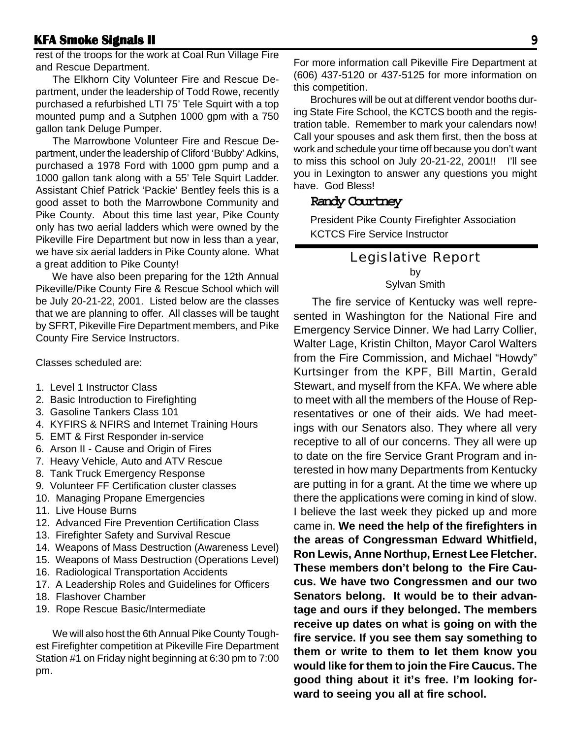rest of the troops for the work at Coal Run Village Fire and Rescue Department.

The Elkhorn City Volunteer Fire and Rescue Department, under the leadership of Todd Rowe, recently purchased a refurbished LTI 75' Tele Squirt with a top mounted pump and a Sutphen 1000 gpm with a 750 gallon tank Deluge Pumper.

The Marrowbone Volunteer Fire and Rescue Department, under the leadership of Cliford 'Bubby' Adkins, purchased a 1978 Ford with 1000 gpm pump and a 1000 gallon tank along with a 55' Tele Squirt Ladder. Assistant Chief Patrick 'Packie' Bentley feels this is a good asset to both the Marrowbone Community and Pike County. About this time last year, Pike County only has two aerial ladders which were owned by the Pikeville Fire Department but now in less than a year, we have six aerial ladders in Pike County alone. What a great addition to Pike County!

We have also been preparing for the 12th Annual Pikeville/Pike County Fire & Rescue School which will be July 20-21-22, 2001. Listed below are the classes that we are planning to offer. All classes will be taught by SFRT, Pikeville Fire Department members, and Pike County Fire Service Instructors.

Classes scheduled are:

1. Level 1 Instructor Class
2. Basic Introduction to Firefighting
3. Gasoline Tankers Class 101
4. KYFIRS & NFIRS and Internet Training Hours
5. EMT & First Responder in-service
6. Arson II - Cause and Origin of Fires
7. Heavy Vehicle, Auto and ATV Rescue
8. Tank Truck Emergency Response
9. Volunteer FF Certification cluster classes
10. Managing Propane Emergencies
11. Live House Burns
12. Advanced Fire Prevention Certification Class
13. Firefighter Safety and Survival Rescue
14. Weapons of Mass Destruction (Awareness Level)
15. Weapons of Mass Destruction (Operations Level)
16. Radiological Transportation Accidents
17. A Leadership Roles and Guidelines for Officers
18. Flashover Chamber
19. Rope Rescue Basic/Intermediate

We will also host the 6th Annual Pike County Toughest Firefighter competition at Pikeville Fire Department Station #1 on Friday night beginning at 6:30 pm to 7:00 pm.

For more information call Pikeville Fire Department at (606) 437-5120 or 437-5125 for more information on this competition.

Brochures will be out at different vendor booths during State Fire School, the KCTCS booth and the registration table. Remember to mark your calendars now! Call your spouses and ask them first, then the boss at work and schedule your time off because you don't want to miss this school on July 20-21-22, 2001!! I'll see you in Lexington to answer any questions you might have. God Bless!

**Randy Courtney**

President Pike County Firefighter Association
KCTCS Fire Service Instructor

## Legislative Report

by
Sylvan Smith

The fire service of Kentucky was well represented in Washington for the National Fire and Emergency Service Dinner. We had Larry Collier, Walter Lage, Kristin Chilton, Mayor Carol Walters from the Fire Commission, and Michael "Howdy" Kurtsinger from the KPF, Bill Martin, Gerald Stewart, and myself from the KFA. We where able to meet with all the members of the House of Representatives or one of their aids. We had meetings with our Senators also. They where all very receptive to all of our concerns. They all were up to date on the fire Service Grant Program and interested in how many Departments from Kentucky are putting in for a grant. At the time we where up there the applications were coming in kind of slow. I believe the last week they picked up and more came in. **We need the help of the firefighters in the areas of Congressman Edward Whitfield, Ron Lewis, Anne Northup, Ernest Lee Fletcher. These members don't belong to the Fire Caucus. We have two Congressmen and our two Senators belong. It would be to their advantage and ours if they belonged. The members receive up dates on what is going on with the fire service. If you see them say something to them or write to them to let them know you would like for them to join the Fire Caucus. The good thing about it it's free. I'm looking forward to seeing you all at fire school.**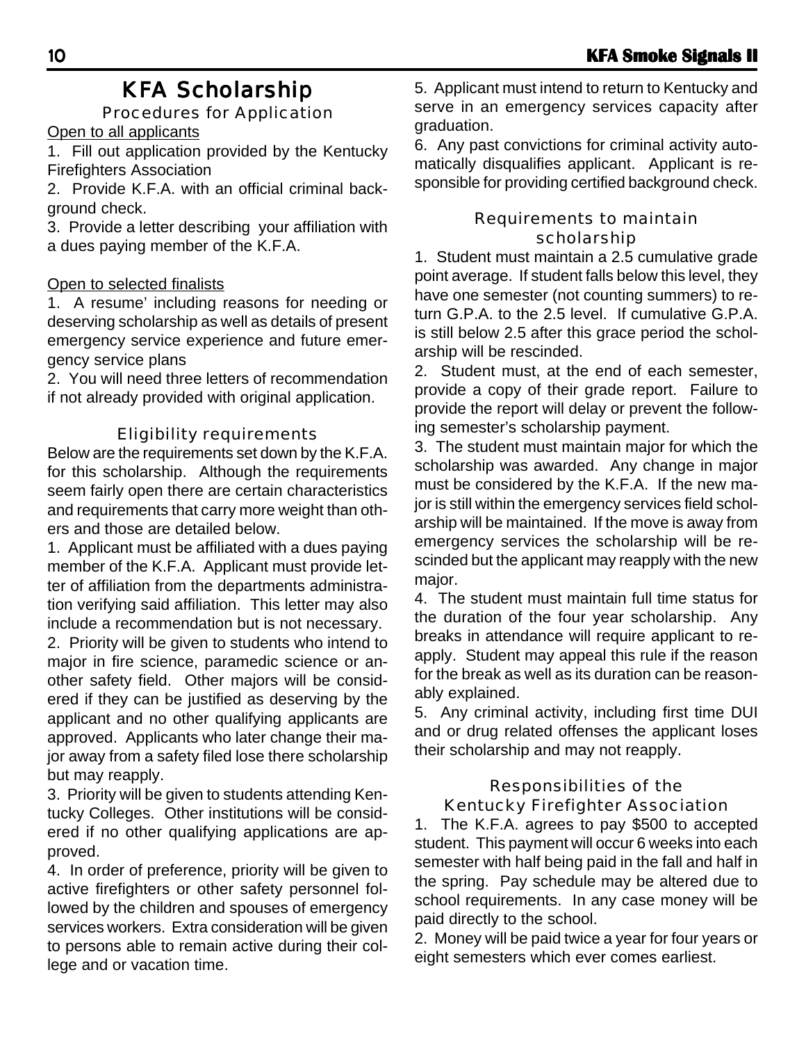# KFA Scholarship

## Procedures for Application

<u>Open to all applicants</u>

1. Fill out application provided by the Kentucky Firefighters Association
2. Provide K.F.A. with an official criminal background check.
3. Provide a letter describing your affiliation with a dues paying member of the K.F.A.

<u>Open to selected finalists</u>

1. A resume' including reasons for needing or deserving scholarship as well as details of present emergency service experience and future emergency service plans
2. You will need three letters of recommendation if not already provided with original application.

## Eligibility requirements

Below are the requirements set down by the K.F.A. for this scholarship. Although the requirements seem fairly open there are certain characteristics and requirements that carry more weight than others and those are detailed below.

1. Applicant must be affiliated with a dues paying member of the K.F.A. Applicant must provide letter of affiliation from the departments administration verifying said affiliation. This letter may also include a recommendation but is not necessary.
2. Priority will be given to students who intend to major in fire science, paramedic science or another safety field. Other majors will be considered if they can be justified as deserving by the applicant and no other qualifying applicants are approved. Applicants who later change their major away from a safety filed lose there scholarship but may reapply.
3. Priority will be given to students attending Kentucky Colleges. Other institutions will be considered if no other qualifying applications are approved.
4. In order of preference, priority will be given to active firefighters or other safety personnel followed by the children and spouses of emergency services workers. Extra consideration will be given to persons able to remain active during their college and or vacation time.
5. Applicant must intend to return to Kentucky and serve in an emergency services capacity after graduation.
6. Any past convictions for criminal activity automatically disqualifies applicant. Applicant is responsible for providing certified background check.

## Requirements to maintain scholarship

1. Student must maintain a 2.5 cumulative grade point average. If student falls below this level, they have one semester (not counting summers) to return G.P.A. to the 2.5 level. If cumulative G.P.A. is still below 2.5 after this grace period the scholarship will be rescinded.
2. Student must, at the end of each semester, provide a copy of their grade report. Failure to provide the report will delay or prevent the following semester's scholarship payment.
3. The student must maintain major for which the scholarship was awarded. Any change in major must be considered by the K.F.A. If the new major is still within the emergency services field scholarship will be maintained. If the move is away from emergency services the scholarship will be rescinded but the applicant may reapply with the new major.
4. The student must maintain full time status for the duration of the four year scholarship. Any breaks in attendance will require applicant to reapply. Student may appeal this rule if the reason for the break as well as its duration can be reasonably explained.
5. Any criminal activity, including first time DUI and or drug related offenses the applicant loses their scholarship and may not reapply.

## Responsibilities of the Kentucky Firefighter Association

1. The K.F.A. agrees to pay $500 to accepted student. This payment will occur 6 weeks into each semester with half being paid in the fall and half in the spring. Pay schedule may be altered due to school requirements. In any case money will be paid directly to the school.
2. Money will be paid twice a year for four years or eight semesters which ever comes earliest.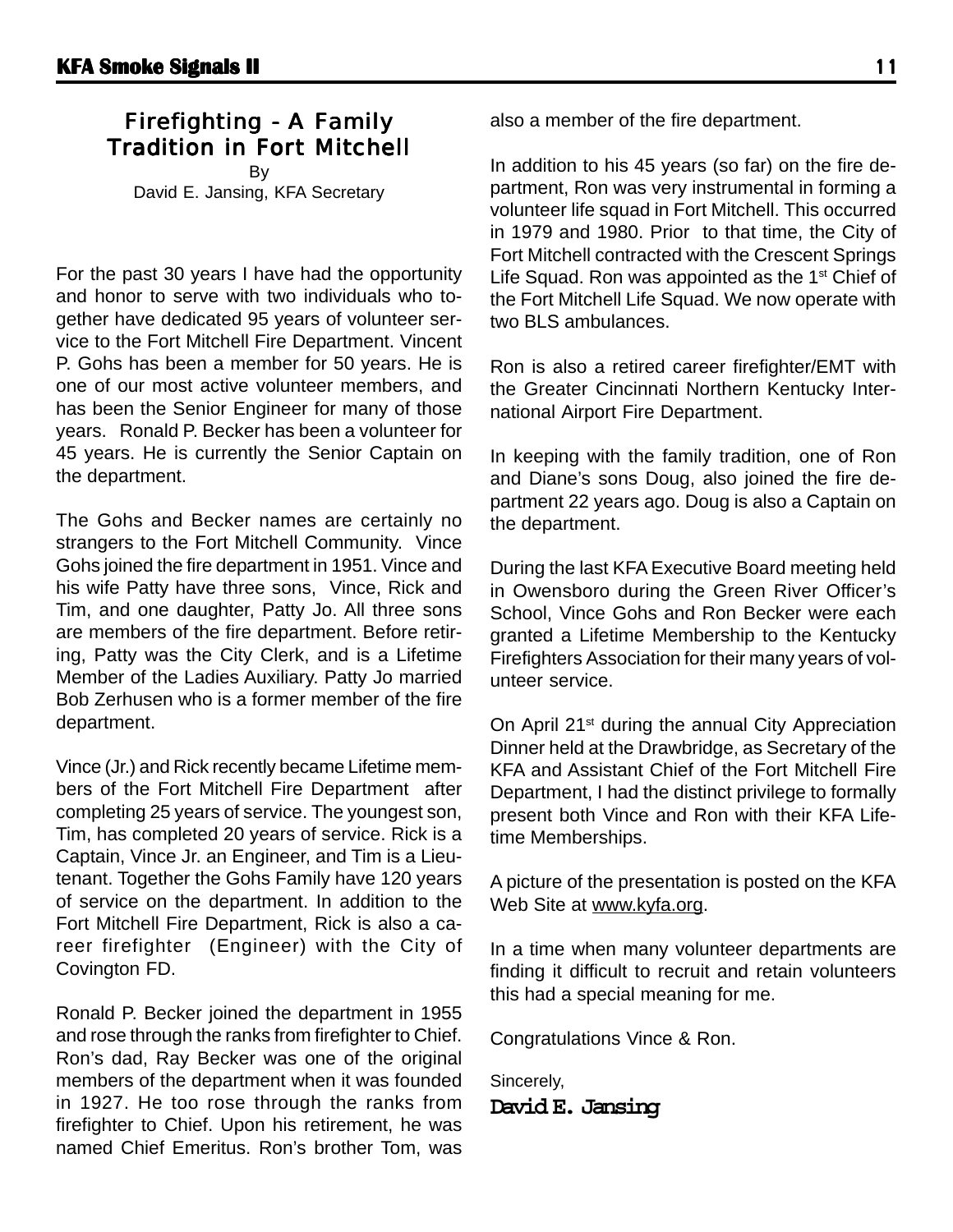# Firefighting - A Family Tradition in Fort Mitchell

By
David E. Jansing, KFA Secretary

For the past 30 years I have had the opportunity and honor to serve with two individuals who together have dedicated 95 years of volunteer service to the Fort Mitchell Fire Department. Vincent P. Gohs has been a member for 50 years. He is one of our most active volunteer members, and has been the Senior Engineer for many of those years. Ronald P. Becker has been a volunteer for 45 years. He is currently the Senior Captain on the department.

The Gohs and Becker names are certainly no strangers to the Fort Mitchell Community. Vince Gohs joined the fire department in 1951. Vince and his wife Patty have three sons, Vince, Rick and Tim, and one daughter, Patty Jo. All three sons are members of the fire department. Before retiring, Patty was the City Clerk, and is a Lifetime Member of the Ladies Auxiliary. Patty Jo married Bob Zerhusen who is a former member of the fire department.

Vince (Jr.) and Rick recently became Lifetime members of the Fort Mitchell Fire Department after completing 25 years of service. The youngest son, Tim, has completed 20 years of service. Rick is a Captain, Vince Jr. an Engineer, and Tim is a Lieutenant. Together the Gohs Family have 120 years of service on the department. In addition to the Fort Mitchell Fire Department, Rick is also a career firefighter (Engineer) with the City of Covington FD.

Ronald P. Becker joined the department in 1955 and rose through the ranks from firefighter to Chief. Ron's dad, Ray Becker was one of the original members of the department when it was founded in 1927. He too rose through the ranks from firefighter to Chief. Upon his retirement, he was named Chief Emeritus. Ron's brother Tom, was also a member of the fire department.

In addition to his 45 years (so far) on the fire department, Ron was very instrumental in forming a volunteer life squad in Fort Mitchell. This occurred in 1979 and 1980. Prior to that time, the City of Fort Mitchell contracted with the Crescent Springs Life Squad. Ron was appointed as the 1st Chief of the Fort Mitchell Life Squad. We now operate with two BLS ambulances.

Ron is also a retired career firefighter/EMT with the Greater Cincinnati Northern Kentucky International Airport Fire Department.

In keeping with the family tradition, one of Ron and Diane's sons Doug, also joined the fire department 22 years ago. Doug is also a Captain on the department.

During the last KFA Executive Board meeting held in Owensboro during the Green River Officer's School, Vince Gohs and Ron Becker were each granted a Lifetime Membership to the Kentucky Firefighters Association for their many years of volunteer service.

On April 21st during the annual City Appreciation Dinner held at the Drawbridge, as Secretary of the KFA and Assistant Chief of the Fort Mitchell Fire Department, I had the distinct privilege to formally present both Vince and Ron with their KFA Lifetime Memberships.

A picture of the presentation is posted on the KFA Web Site at www.kyfa.org.

In a time when many volunteer departments are finding it difficult to recruit and retain volunteers this had a special meaning for me.

Congratulations Vince & Ron.

Sincerely,

**David E. Jansing**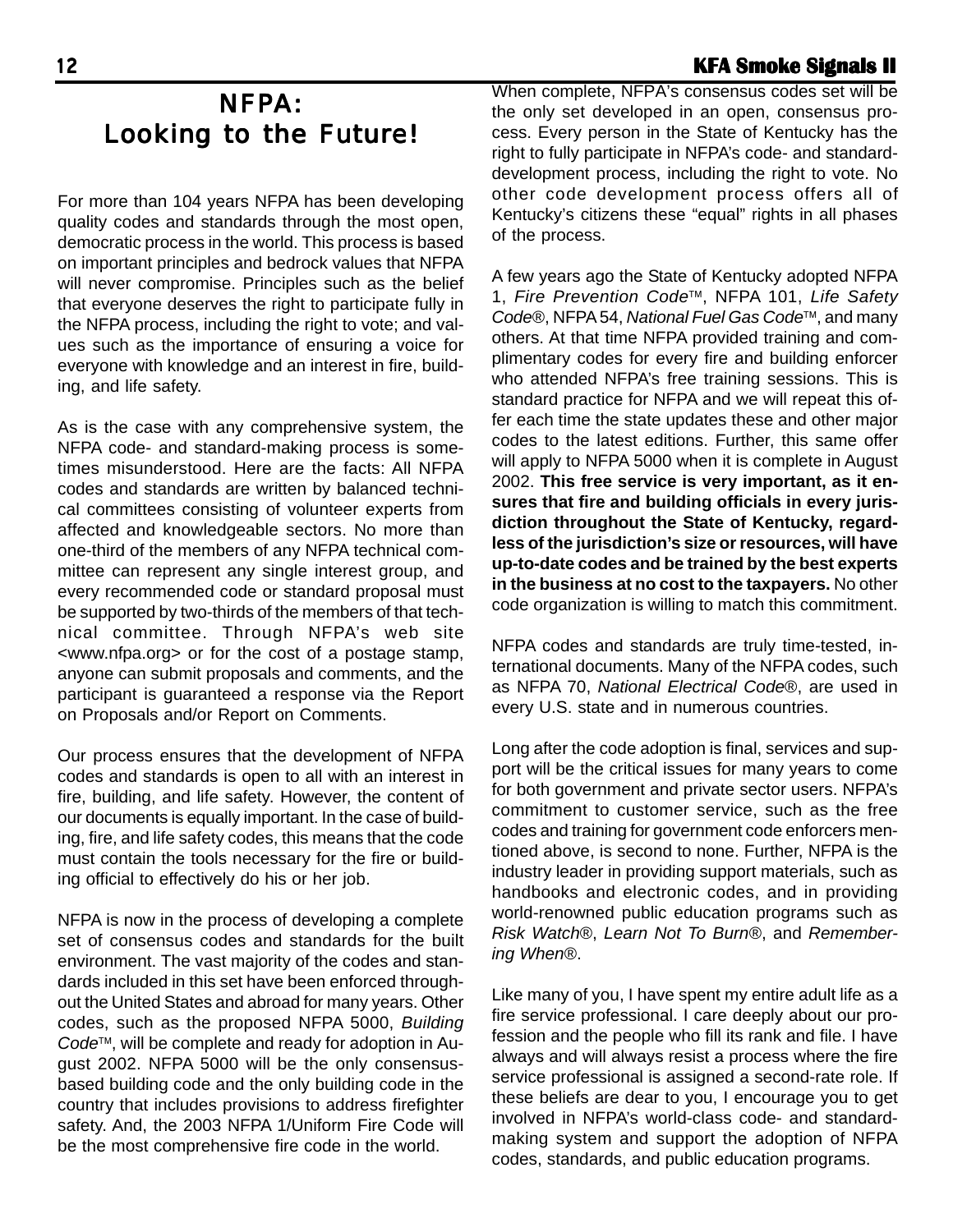# NFPA: Looking to the Future!

For more than 104 years NFPA has been developing quality codes and standards through the most open, democratic process in the world. This process is based on important principles and bedrock values that NFPA will never compromise. Principles such as the belief that everyone deserves the right to participate fully in the NFPA process, including the right to vote; and values such as the importance of ensuring a voice for everyone with knowledge and an interest in fire, building, and life safety.

As is the case with any comprehensive system, the NFPA code- and standard-making process is sometimes misunderstood. Here are the facts: All NFPA codes and standards are written by balanced technical committees consisting of volunteer experts from affected and knowledgeable sectors. No more than one-third of the members of any NFPA technical committee can represent any single interest group, and every recommended code or standard proposal must be supported by two-thirds of the members of that technical committee. Through NFPA's web site <www.nfpa.org> or for the cost of a postage stamp, anyone can submit proposals and comments, and the participant is guaranteed a response via the Report on Proposals and/or Report on Comments.

Our process ensures that the development of NFPA codes and standards is open to all with an interest in fire, building, and life safety. However, the content of our documents is equally important. In the case of building, fire, and life safety codes, this means that the code must contain the tools necessary for the fire or building official to effectively do his or her job.

NFPA is now in the process of developing a complete set of consensus codes and standards for the built environment. The vast majority of the codes and standards included in this set have been enforced throughout the United States and abroad for many years. Other codes, such as the proposed NFPA 5000, *Building Code*™, will be complete and ready for adoption in August 2002. NFPA 5000 will be the only consensus-based building code and the only building code in the country that includes provisions to address firefighter safety. And, the 2003 NFPA 1/Uniform Fire Code will be the most comprehensive fire code in the world.

When complete, NFPA's consensus codes set will be the only set developed in an open, consensus process. Every person in the State of Kentucky has the right to fully participate in NFPA's code- and standard-development process, including the right to vote. No other code development process offers all of Kentucky's citizens these "equal" rights in all phases of the process.

A few years ago the State of Kentucky adopted NFPA 1, *Fire Prevention Code*™, NFPA 101, *Life Safety Code*®, NFPA 54, *National Fuel Gas Code*™, and many others. At that time NFPA provided training and complimentary codes for every fire and building enforcer who attended NFPA's free training sessions. This is standard practice for NFPA and we will repeat this offer each time the state updates these and other major codes to the latest editions. Further, this same offer will apply to NFPA 5000 when it is complete in August 2002. **This free service is very important, as it ensures that fire and building officials in every jurisdiction throughout the State of Kentucky, regardless of the jurisdiction's size or resources, will have up-to-date codes and be trained by the best experts in the business at no cost to the taxpayers.** No other code organization is willing to match this commitment.

NFPA codes and standards are truly time-tested, international documents. Many of the NFPA codes, such as NFPA 70, *National Electrical Code*®, are used in every U.S. state and in numerous countries.

Long after the code adoption is final, services and support will be the critical issues for many years to come for both government and private sector users. NFPA's commitment to customer service, such as the free codes and training for government code enforcers mentioned above, is second to none. Further, NFPA is the industry leader in providing support materials, such as handbooks and electronic codes, and in providing world-renowned public education programs such as *Risk Watch*®, *Learn Not To Burn*®, and *Remembering When*®.

Like many of you, I have spent my entire adult life as a fire service professional. I care deeply about our profession and the people who fill its rank and file. I have always and will always resist a process where the fire service professional is assigned a second-rate role. If these beliefs are dear to you, I encourage you to get involved in NFPA's world-class code- and standard-making system and support the adoption of NFPA codes, standards, and public education programs.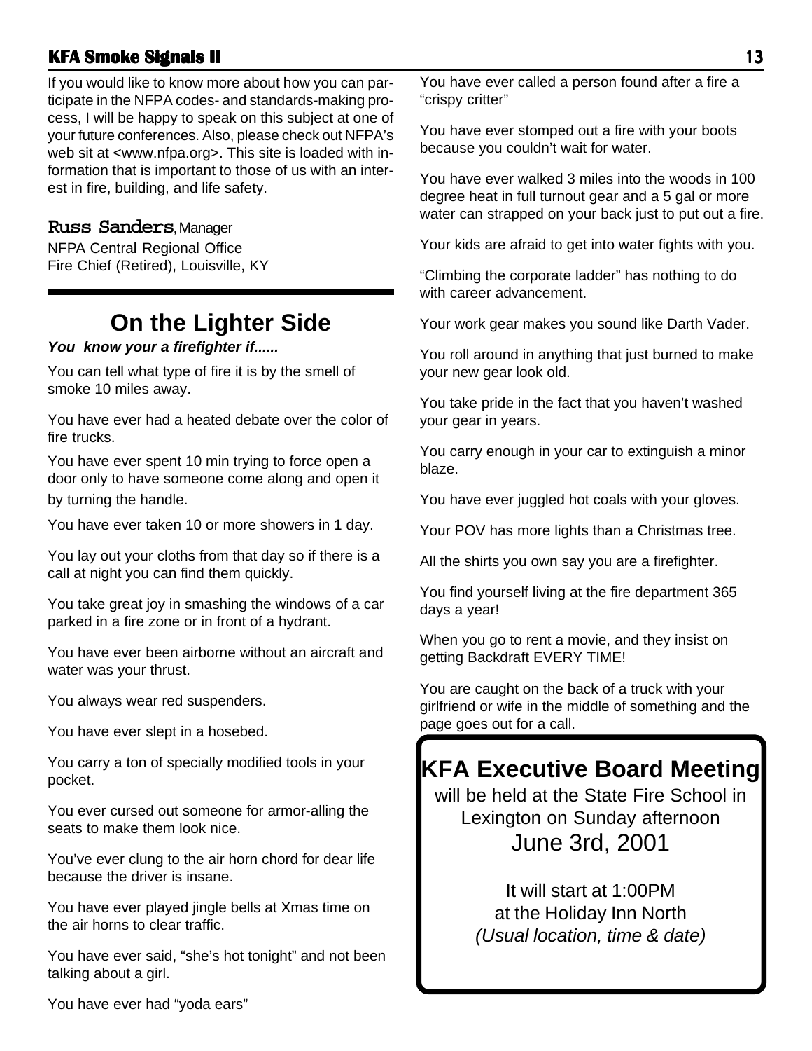If you would like to know more about how you can participate in the NFPA codes- and standards-making process, I will be happy to speak on this subject at one of your future conferences. Also, please check out NFPA's web sit at <www.nfpa.org>. This site is loaded with information that is important to those of us with an interest in fire, building, and life safety.

**Russ Sanders**, Manager
NFPA Central Regional Office
Fire Chief (Retired), Louisville, KY

---

# On the Lighter Side

***You know your a firefighter if......***

You can tell what type of fire it is by the smell of smoke 10 miles away.

You have ever had a heated debate over the color of fire trucks.

You have ever spent 10 min trying to force open a door only to have someone come along and open it by turning the handle.

You have ever taken 10 or more showers in 1 day.

You lay out your cloths from that day so if there is a call at night you can find them quickly.

You take great joy in smashing the windows of a car parked in a fire zone or in front of a hydrant.

You have ever been airborne without an aircraft and water was your thrust.

You always wear red suspenders.

You have ever slept in a hosebed.

You carry a ton of specially modified tools in your pocket.

You ever cursed out someone for armor-alling the seats to make them look nice.

You've ever clung to the air horn chord for dear life because the driver is insane.

You have ever played jingle bells at Xmas time on the air horns to clear traffic.

You have ever said, "she's hot tonight" and not been talking about a girl.

You have ever had "yoda ears"

You have ever called a person found after a fire a "crispy critter"

You have ever stomped out a fire with your boots because you couldn't wait for water.

You have ever walked 3 miles into the woods in 100 degree heat in full turnout gear and a 5 gal or more water can strapped on your back just to put out a fire.

Your kids are afraid to get into water fights with you.

"Climbing the corporate ladder" has nothing to do with career advancement.

Your work gear makes you sound like Darth Vader.

You roll around in anything that just burned to make your new gear look old.

You take pride in the fact that you haven't washed your gear in years.

You carry enough in your car to extinguish a minor blaze.

You have ever juggled hot coals with your gloves.

Your POV has more lights than a Christmas tree.

All the shirts you own say you are a firefighter.

You find yourself living at the fire department 365 days a year!

When you go to rent a movie, and they insist on getting Backdraft EVERY TIME!

You are caught on the back of a truck with your girlfriend or wife in the middle of something and the page goes out for a call.

## KFA Executive Board Meeting

will be held at the State Fire School in Lexington on Sunday afternoon
June 3rd, 2001

It will start at 1:00PM
at the Holiday Inn North
*(Usual location, time & date)*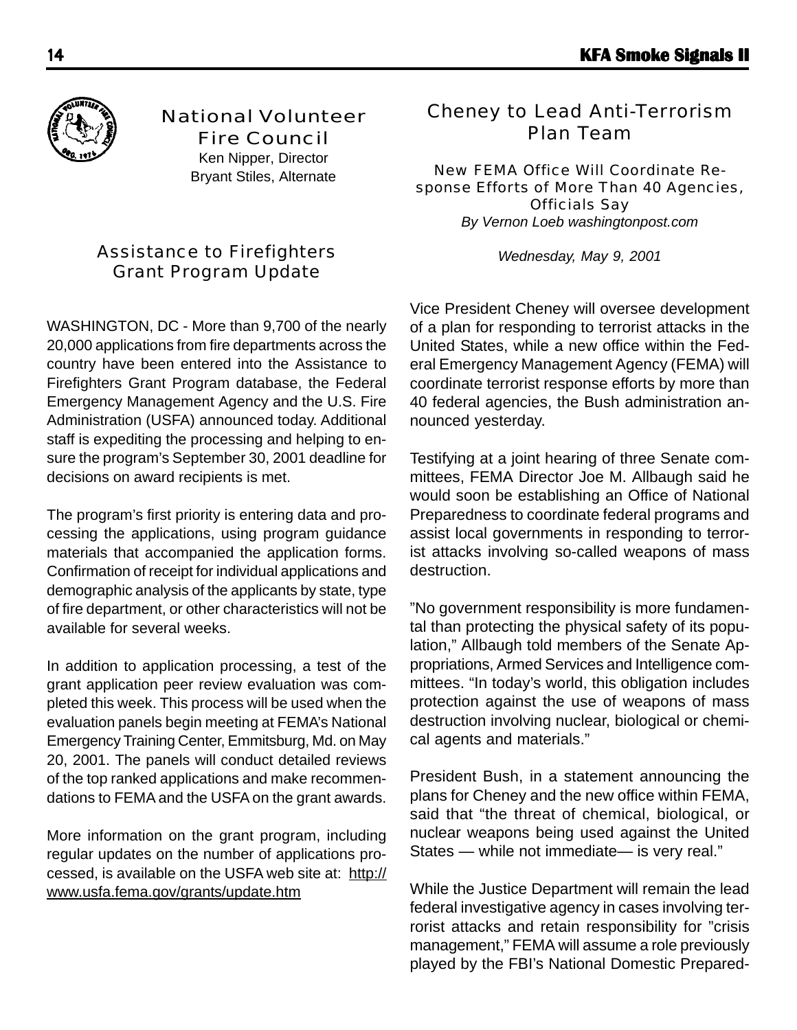## National Volunteer Fire Council

Ken Nipper, Director
Bryant Stiles, Alternate

### Assistance to Firefighters Grant Program Update

WASHINGTON, DC - More than 9,700 of the nearly 20,000 applications from fire departments across the country have been entered into the Assistance to Firefighters Grant Program database, the Federal Emergency Management Agency and the U.S. Fire Administration (USFA) announced today. Additional staff is expediting the processing and helping to ensure the program's September 30, 2001 deadline for decisions on award recipients is met.

The program's first priority is entering data and processing the applications, using program guidance materials that accompanied the application forms. Confirmation of receipt for individual applications and demographic analysis of the applicants by state, type of fire department, or other characteristics will not be available for several weeks.

In addition to application processing, a test of the grant application peer review evaluation was completed this week. This process will be used when the evaluation panels begin meeting at FEMA's National Emergency Training Center, Emmitsburg, Md. on May 20, 2001. The panels will conduct detailed reviews of the top ranked applications and make recommendations to FEMA and the USFA on the grant awards.

More information on the grant program, including regular updates on the number of applications processed, is available on the USFA web site at: http://www.usfa.fema.gov/grants/update.htm

## Cheney to Lead Anti-Terrorism Plan Team

### New FEMA Office Will Coordinate Response Efforts of More Than 40 Agencies, Officials Say

*By Vernon Loeb washingtonpost.com*

*Wednesday, May 9, 2001*

Vice President Cheney will oversee development of a plan for responding to terrorist attacks in the United States, while a new office within the Federal Emergency Management Agency (FEMA) will coordinate terrorist response efforts by more than 40 federal agencies, the Bush administration announced yesterday.

Testifying at a joint hearing of three Senate committees, FEMA Director Joe M. Allbaugh said he would soon be establishing an Office of National Preparedness to coordinate federal programs and assist local governments in responding to terrorist attacks involving so-called weapons of mass destruction.

"No government responsibility is more fundamental than protecting the physical safety of its population," Allbaugh told members of the Senate Appropriations, Armed Services and Intelligence committees. "In today's world, this obligation includes protection against the use of weapons of mass destruction involving nuclear, biological or chemical agents and materials."

President Bush, in a statement announcing the plans for Cheney and the new office within FEMA, said that "the threat of chemical, biological, or nuclear weapons being used against the United States — while not immediate— is very real."

While the Justice Department will remain the lead federal investigative agency in cases involving terrorist attacks and retain responsibility for "crisis management," FEMA will assume a role previously played by the FBI's National Domestic Prepared-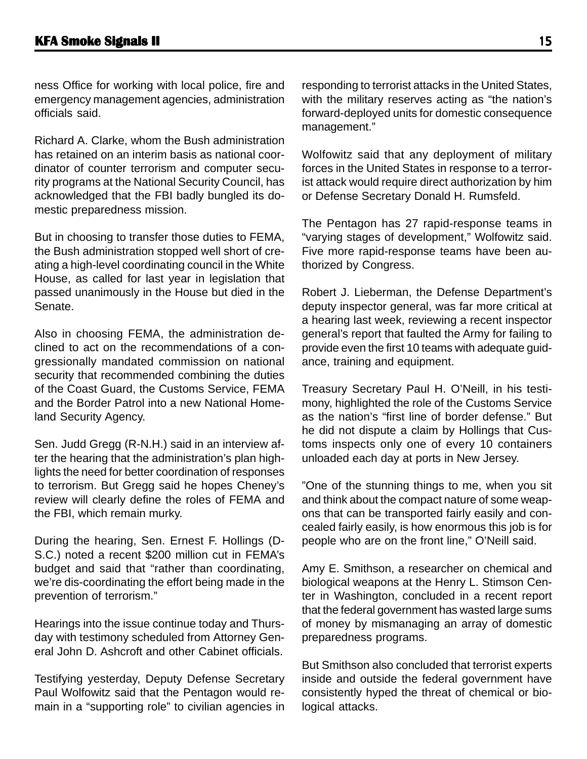ness Office for working with local police, fire and emergency management agencies, administration officials said.

Richard A. Clarke, whom the Bush administration has retained on an interim basis as national coordinator of counter terrorism and computer security programs at the National Security Council, has acknowledged that the FBI badly bungled its domestic preparedness mission.

But in choosing to transfer those duties to FEMA, the Bush administration stopped well short of creating a high-level coordinating council in the White House, as called for last year in legislation that passed unanimously in the House but died in the Senate.

Also in choosing FEMA, the administration declined to act on the recommendations of a congressionally mandated commission on national security that recommended combining the duties of the Coast Guard, the Customs Service, FEMA and the Border Patrol into a new National Homeland Security Agency.

Sen. Judd Gregg (R-N.H.) said in an interview after the hearing that the administration's plan highlights the need for better coordination of responses to terrorism. But Gregg said he hopes Cheney's review will clearly define the roles of FEMA and the FBI, which remain murky.

During the hearing, Sen. Ernest F. Hollings (D-S.C.) noted a recent $200 million cut in FEMA's budget and said that "rather than coordinating, we're dis-coordinating the effort being made in the prevention of terrorism."

Hearings into the issue continue today and Thursday with testimony scheduled from Attorney General John D. Ashcroft and other Cabinet officials.

Testifying yesterday, Deputy Defense Secretary Paul Wolfowitz said that the Pentagon would remain in a "supporting role" to civilian agencies in responding to terrorist attacks in the United States, with the military reserves acting as "the nation's forward-deployed units for domestic consequence management."

Wolfowitz said that any deployment of military forces in the United States in response to a terrorist attack would require direct authorization by him or Defense Secretary Donald H. Rumsfeld.

The Pentagon has 27 rapid-response teams in "varying stages of development," Wolfowitz said. Five more rapid-response teams have been authorized by Congress.

Robert J. Lieberman, the Defense Department's deputy inspector general, was far more critical at a hearing last week, reviewing a recent inspector general's report that faulted the Army for failing to provide even the first 10 teams with adequate guidance, training and equipment.

Treasury Secretary Paul H. O'Neill, in his testimony, highlighted the role of the Customs Service as the nation's "first line of border defense." But he did not dispute a claim by Hollings that Customs inspects only one of every 10 containers unloaded each day at ports in New Jersey.

"One of the stunning things to me, when you sit and think about the compact nature of some weapons that can be transported fairly easily and concealed fairly easily, is how enormous this job is for people who are on the front line," O'Neill said.

Amy E. Smithson, a researcher on chemical and biological weapons at the Henry L. Stimson Center in Washington, concluded in a recent report that the federal government has wasted large sums of money by mismanaging an array of domestic preparedness programs.

But Smithson also concluded that terrorist experts inside and outside the federal government have consistently hyped the threat of chemical or biological attacks.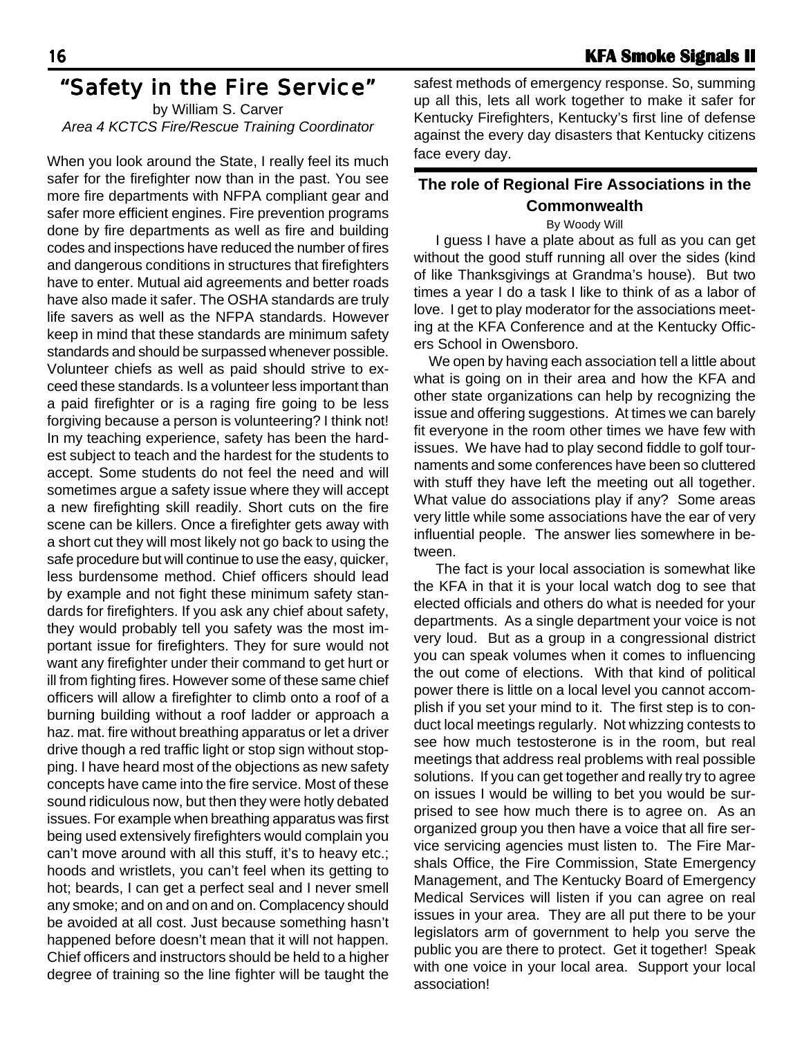## "Safety in the Fire Service"

by William S. Carver
*Area 4 KCTCS Fire/Rescue Training Coordinator*

When you look around the State, I really feel its much safer for the firefighter now than in the past. You see more fire departments with NFPA compliant gear and safer more efficient engines. Fire prevention programs done by fire departments as well as fire and building codes and inspections have reduced the number of fires and dangerous conditions in structures that firefighters have to enter. Mutual aid agreements and better roads have also made it safer. The OSHA standards are truly life savers as well as the NFPA standards. However keep in mind that these standards are minimum safety standards and should be surpassed whenever possible. Volunteer chiefs as well as paid should strive to exceed these standards. Is a volunteer less important than a paid firefighter or is a raging fire going to be less forgiving because a person is volunteering? I think not! In my teaching experience, safety has been the hardest subject to teach and the hardest for the students to accept. Some students do not feel the need and will sometimes argue a safety issue where they will accept a new firefighting skill readily. Short cuts on the fire scene can be killers. Once a firefighter gets away with a short cut they will most likely not go back to using the safe procedure but will continue to use the easy, quicker, less burdensome method. Chief officers should lead by example and not fight these minimum safety standards for firefighters. If you ask any chief about safety, they would probably tell you safety was the most important issue for firefighters. They for sure would not want any firefighter under their command to get hurt or ill from fighting fires. However some of these same chief officers will allow a firefighter to climb onto a roof of a burning building without a roof ladder or approach a haz. mat. fire without breathing apparatus or let a driver drive though a red traffic light or stop sign without stopping. I have heard most of the objections as new safety concepts have came into the fire service. Most of these sound ridiculous now, but then they were hotly debated issues. For example when breathing apparatus was first being used extensively firefighters would complain you can't move around with all this stuff, it's to heavy etc.; hoods and wristlets, you can't feel when its getting to hot; beards, I can get a perfect seal and I never smell any smoke; and on and on and on. Complacency should be avoided at all cost. Just because something hasn't happened before doesn't mean that it will not happen. Chief officers and instructors should be held to a higher degree of training so the line fighter will be taught the safest methods of emergency response. So, summing up all this, lets all work together to make it safer for Kentucky Firefighters, Kentucky's first line of defense against the every day disasters that Kentucky citizens face every day.

## The role of Regional Fire Associations in the Commonwealth

By Woody Will

I guess I have a plate about as full as you can get without the good stuff running all over the sides (kind of like Thanksgivings at Grandma's house). But two times a year I do a task I like to think of as a labor of love. I get to play moderator for the associations meeting at the KFA Conference and at the Kentucky Officers School in Owensboro.

We open by having each association tell a little about what is going on in their area and how the KFA and other state organizations can help by recognizing the issue and offering suggestions. At times we can barely fit everyone in the room other times we have few with issues. We have had to play second fiddle to golf tournaments and some conferences have been so cluttered with stuff they have left the meeting out all together. What value do associations play if any? Some areas very little while some associations have the ear of very influential people. The answer lies somewhere in between.

The fact is your local association is somewhat like the KFA in that it is your local watch dog to see that elected officials and others do what is needed for your departments. As a single department your voice is not very loud. But as a group in a congressional district you can speak volumes when it comes to influencing the out come of elections. With that kind of political power there is little on a local level you cannot accomplish if you set your mind to it. The first step is to conduct local meetings regularly. Not whizzing contests to see how much testosterone is in the room, but real meetings that address real problems with real possible solutions. If you can get together and really try to agree on issues I would be willing to bet you would be surprised to see how much there is to agree on. As an organized group you then have a voice that all fire service servicing agencies must listen to. The Fire Marshals Office, the Fire Commission, State Emergency Management, and The Kentucky Board of Emergency Medical Services will listen if you can agree on real issues in your area. They are all put there to be your legislators arm of government to help you serve the public you are there to protect. Get it together! Speak with one voice in your local area. Support your local association!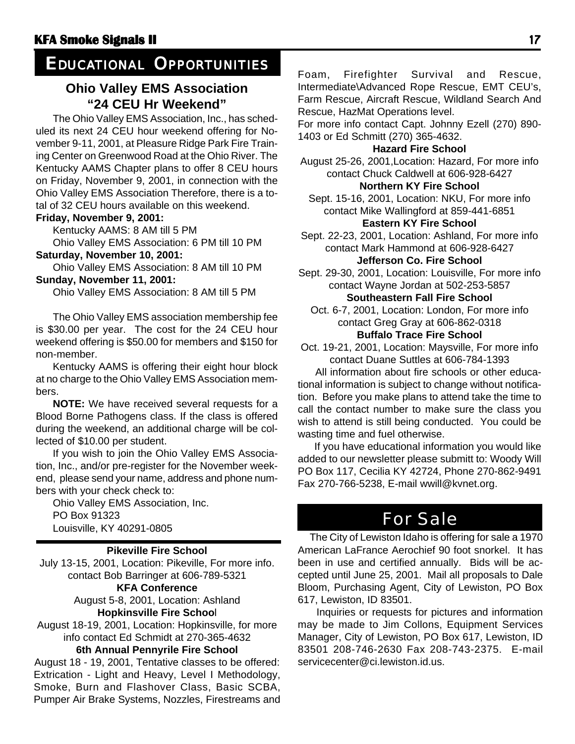# Educational Opportunities

## Ohio Valley EMS Association "24 CEU Hr Weekend"

The Ohio Valley EMS Association, Inc., has scheduled its next 24 CEU hour weekend offering for November 9-11, 2001, at Pleasure Ridge Park Fire Training Center on Greenwood Road at the Ohio River. The Kentucky AAMS Chapter plans to offer 8 CEU hours on Friday, November 9, 2001, in connection with the Ohio Valley EMS Association Therefore, there is a total of 32 CEU hours available on this weekend.

**Friday, November 9, 2001:**

Kentucky AAMS: 8 AM till 5 PM

Ohio Valley EMS Association: 6 PM till 10 PM

**Saturday, November 10, 2001:**

Ohio Valley EMS Association: 8 AM till 10 PM

**Sunday, November 11, 2001:**

Ohio Valley EMS Association: 8 AM till 5 PM

The Ohio Valley EMS association membership fee is $30.00 per year. The cost for the 24 CEU hour weekend offering is $50.00 for members and $150 for non-member.

Kentucky AAMS is offering their eight hour block at no charge to the Ohio Valley EMS Association members.

**NOTE:** We have received several requests for a Blood Borne Pathogens class. If the class is offered during the weekend, an additional charge will be collected of $10.00 per student.

If you wish to join the Ohio Valley EMS Association, Inc., and/or pre-register for the November weekend, please send your name, address and phone numbers with your check check to:

Ohio Valley EMS Association, Inc.
PO Box 91323
Louisville, KY 40291-0805

---

**Pikeville Fire School**

July 13-15, 2001, Location: Pikeville, For more info. contact Bob Barringer at 606-789-5321

**KFA Conference**

August 5-8, 2001, Location: Ashland

**Hopkinsville Fire School**

August 18-19, 2001, Location: Hopkinsville, for more info contact Ed Schmidt at 270-365-4632

**6th Annual Pennyrile Fire School**

August 18 - 19, 2001, Tentative classes to be offered: Extrication - Light and Heavy, Level I Methodology, Smoke, Burn and Flashover Class, Basic SCBA, Pumper Air Brake Systems, Nozzles, Firestreams and Foam, Firefighter Survival and Rescue, Intermediate\Advanced Rope Rescue, EMT CEU's, Farm Rescue, Aircraft Rescue, Wildland Search And Rescue, HazMat Operations level.

For more info contact Capt. Johnny Ezell (270) 890-1403 or Ed Schmitt (270) 365-4632.

**Hazard Fire School**

August 25-26, 2001,Location: Hazard, For more info contact Chuck Caldwell at 606-928-6427

**Northern KY Fire School**

Sept. 15-16, 2001, Location: NKU, For more info contact Mike Wallingford at 859-441-6851

**Eastern KY Fire School**

Sept. 22-23, 2001, Location: Ashland, For more info contact Mark Hammond at 606-928-6427

**Jefferson Co. Fire School**

Sept. 29-30, 2001, Location: Louisville, For more info contact Wayne Jordan at 502-253-5857

**Southeastern Fall Fire School**

Oct. 6-7, 2001, Location: London, For more info contact Greg Gray at 606-862-0318

**Buffalo Trace Fire School**

Oct. 19-21, 2001, Location: Maysville, For more info contact Duane Suttles at 606-784-1393

All information about fire schools or other educational information is subject to change without notification. Before you make plans to attend take the time to call the contact number to make sure the class you wish to attend is still being conducted. You could be wasting time and fuel otherwise.

If you have educational information you would like added to our newsletter please submitt to: Woody Will PO Box 117, Cecilia KY 42724, Phone 270-862-9491 Fax 270-766-5238, E-mail wwill@kvnet.org.

# For Sale

The City of Lewiston Idaho is offering for sale a 1970 American LaFrance Aerochief 90 foot snorkel. It has been in use and certified annually. Bids will be accepted until June 25, 2001. Mail all proposals to Dale Bloom, Purchasing Agent, City of Lewiston, PO Box 617, Lewiston, ID 83501.

Inquiries or requests for pictures and information may be made to Jim Collons, Equipment Services Manager, City of Lewiston, PO Box 617, Lewiston, ID 83501 208-746-2630 Fax 208-743-2375. E-mail servicecenter@ci.lewiston.id.us.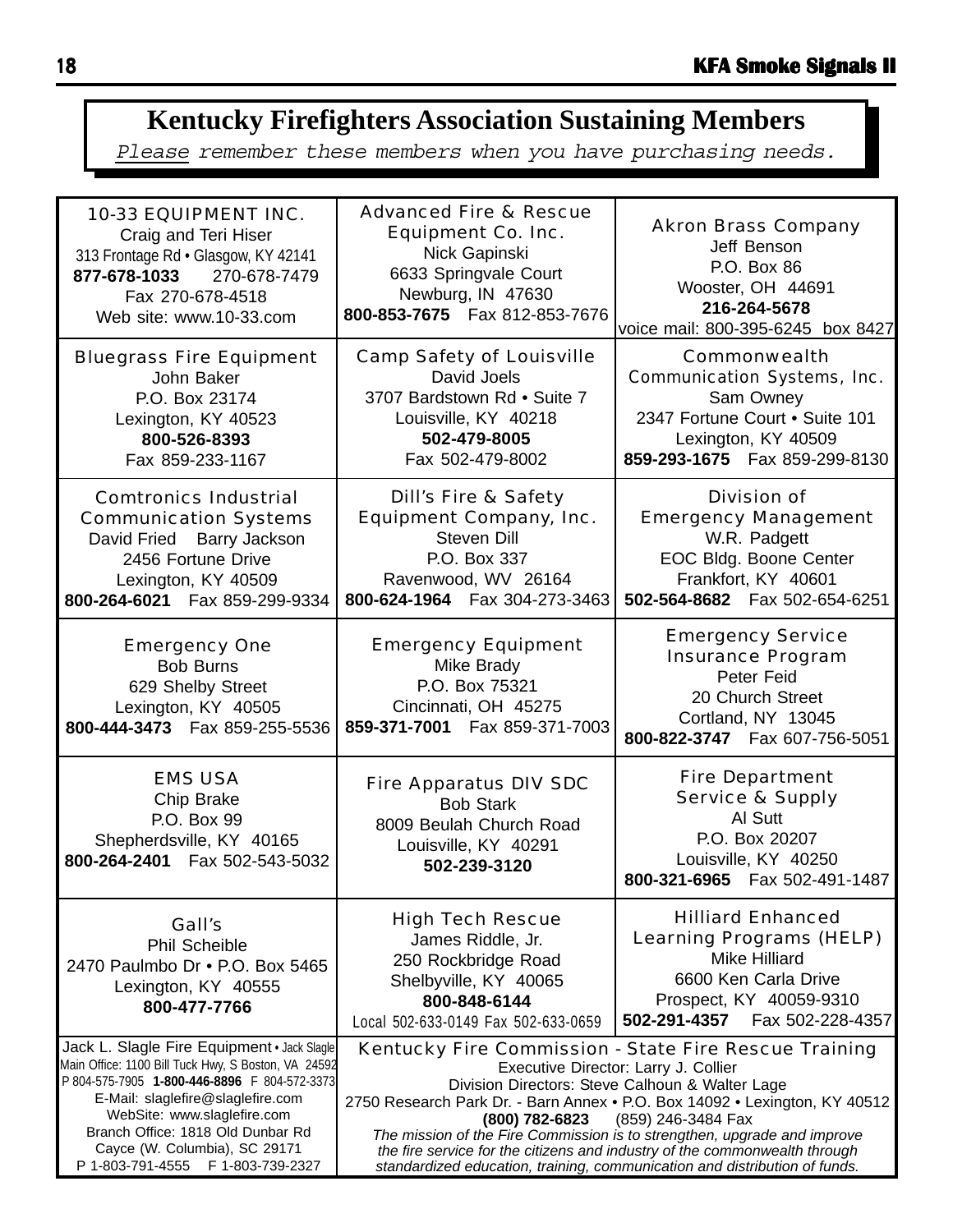# Kentucky Firefighters Association Sustaining Members

*Please remember these members when you have purchasing needs.*

**10-33 EQUIPMENT INC.**
Craig and Teri Hiser
313 Frontage Rd • Glasgow, KY 42141
**877-678-1033** 270-678-7479
Fax 270-678-4518
Web site: www.10-33.com

**Advanced Fire & Rescue Equipment Co. Inc.**
Nick Gapinski
6633 Springvale Court
Newburg, IN 47630
**800-853-7675** Fax 812-853-7676

**Akron Brass Company**
Jeff Benson
P.O. Box 86
Wooster, OH 44691
**216-264-5678**
voice mail: 800-395-6245 box 8427

**Bluegrass Fire Equipment**
John Baker
P.O. Box 23174
Lexington, KY 40523
**800-526-8393**
Fax 859-233-1167

**Camp Safety of Louisville**
David Joels
3707 Bardstown Rd • Suite 7
Louisville, KY 40218
**502-479-8005**
Fax 502-479-8002

**Commonwealth Communication Systems, Inc.**
Sam Owney
2347 Fortune Court • Suite 101
Lexington, KY 40509
**859-293-1675** Fax 859-299-8130

**Comtronics Industrial Communication Systems**
David Fried Barry Jackson
2456 Fortune Drive
Lexington, KY 40509
**800-264-6021** Fax 859-299-9334

**Dill's Fire & Safety Equipment Company, Inc.**
Steven Dill
P.O. Box 337
Ravenwood, WV 26164
**800-624-1964** Fax 304-273-3463

**Division of Emergency Management**
W.R. Padgett
EOC Bldg. Boone Center
Frankfort, KY 40601
**502-564-8682** Fax 502-654-6251

**Emergency One**
Bob Burns
629 Shelby Street
Lexington, KY 40505
**800-444-3473** Fax 859-255-5536

**Emergency Equipment**
Mike Brady
P.O. Box 75321
Cincinnati, OH 45275
**859-371-7001** Fax 859-371-7003

**Emergency Service Insurance Program**
Peter Feid
20 Church Street
Cortland, NY 13045
**800-822-3747** Fax 607-756-5051

**EMS USA**
Chip Brake
P.O. Box 99
Shepherdsville, KY 40165
**800-264-2401** Fax 502-543-5032

**Fire Apparatus DIV SDC**
Bob Stark
8009 Beulah Church Road
Louisville, KY 40291
**502-239-3120**

**Fire Department Service & Supply**
Al Sutt
P.O. Box 20207
Louisville, KY 40250
**800-321-6965** Fax 502-491-1487

**Gall's**
Phil Scheible
2470 Paulmbo Dr • P.O. Box 5465
Lexington, KY 40555
**800-477-7766**

**High Tech Rescue**
James Riddle, Jr.
250 Rockbridge Road
Shelbyville, KY 40065
**800-848-6144**
Local 502-633-0149 Fax 502-633-0659

**Hilliard Enhanced Learning Programs (HELP)**
Mike Hilliard
6600 Ken Carla Drive
Prospect, KY 40059-9310
**502-291-4357** Fax 502-228-4357

**Jack L. Slagle Fire Equipment** • Jack Slagle
Main Office: 1100 Bill Tuck Hwy, S Boston, VA 24592
P 804-575-7905 **1-800-446-8896** F 804-572-3373
E-Mail: slaglefire@slaglefire.com
WebSite: www.slaglefire.com
Branch Office: 1818 Old Dunbar Rd
Cayce (W. Columbia), SC 29171
P 1-803-791-4555 F 1-803-739-2327

**Kentucky Fire Commission - State Fire Rescue Training**
Executive Director: Larry J. Collier
Division Directors: Steve Calhoun & Walter Lage
2750 Research Park Dr. - Barn Annex • P.O. Box 14092 • Lexington, KY 40512
**(800) 782-6823** (859) 246-3484 Fax
*The mission of the Fire Commission is to strengthen, upgrade and improve the fire service for the citizens and industry of the commonwealth through standardized education, training, communication and distribution of funds.*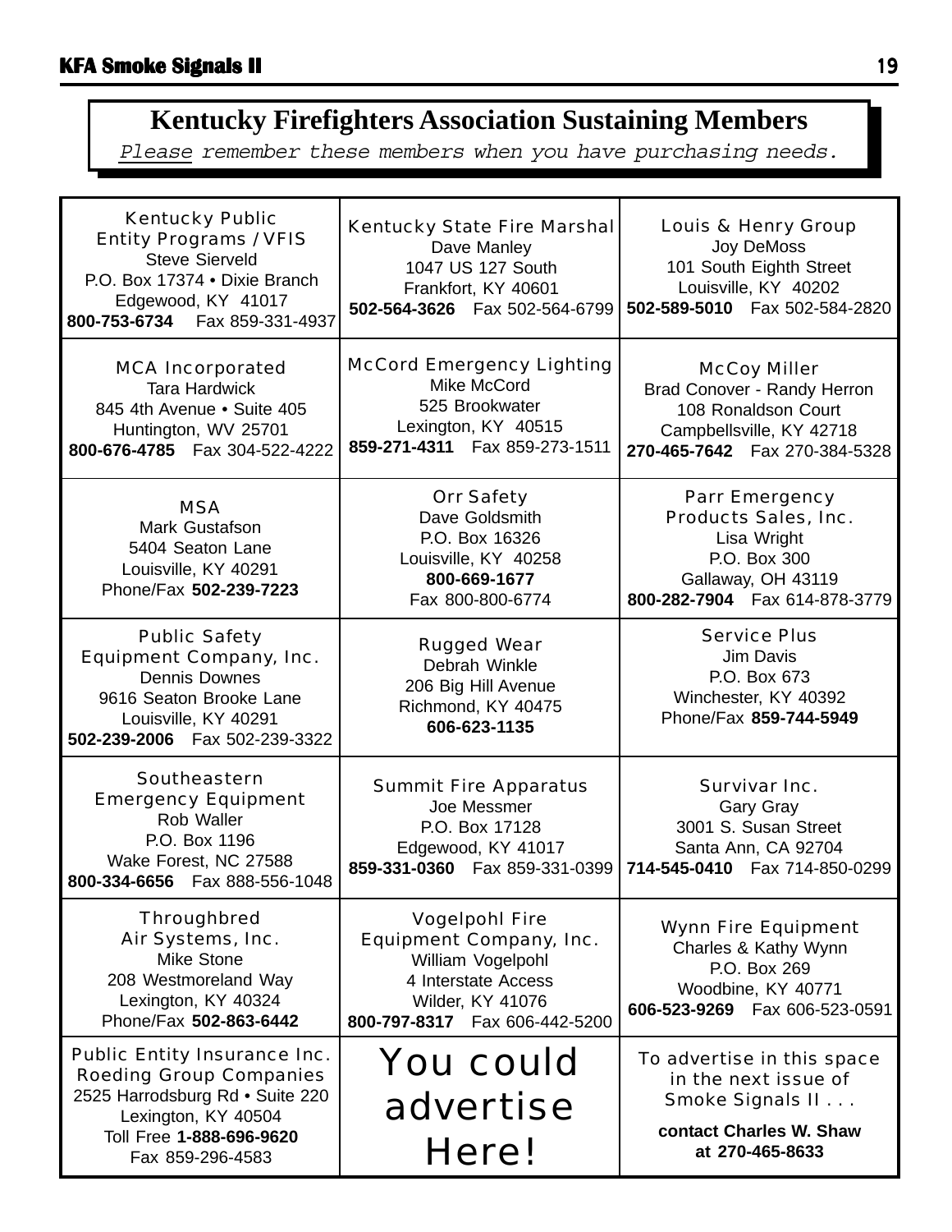## Kentucky Firefighters Association Sustaining Members

*Please remember these members when you have purchasing needs.*

**Kentucky Public Entity Programs / VFIS**
Steve Sierveld
P.O. Box 17374 • Dixie Branch
Edgewood, KY 41017
**800-753-6734** Fax 859-331-4937

**Kentucky State Fire Marshal**
Dave Manley
1047 US 127 South
Frankfort, KY 40601
**502-564-3626** Fax 502-564-6799

**Louis & Henry Group**
Joy DeMoss
101 South Eighth Street
Louisville, KY 40202
**502-589-5010** Fax 502-584-2820

**MCA Incorporated**
Tara Hardwick
845 4th Avenue • Suite 405
Huntington, WV 25701
**800-676-4785** Fax 304-522-4222

**McCord Emergency Lighting**
Mike McCord
525 Brookwater
Lexington, KY 40515
**859-271-4311** Fax 859-273-1511

**McCoy Miller**
Brad Conover - Randy Herron
108 Ronaldson Court
Campbellsville, KY 42718
**270-465-7642** Fax 270-384-5328

**MSA**
Mark Gustafson
5404 Seaton Lane
Louisville, KY 40291
Phone/Fax **502-239-7223**

**Orr Safety**
Dave Goldsmith
P.O. Box 16326
Louisville, KY 40258
**800-669-1677**
Fax 800-800-6774

**Parr Emergency Products Sales, Inc.**
Lisa Wright
P.O. Box 300
Gallaway, OH 43119
**800-282-7904** Fax 614-878-3779

**Public Safety Equipment Company, Inc.**
Dennis Downes
9616 Seaton Brooke Lane
Louisville, KY 40291
**502-239-2006** Fax 502-239-3322

**Rugged Wear**
Debrah Winkle
206 Big Hill Avenue
Richmond, KY 40475
**606-623-1135**

**Service Plus**
Jim Davis
P.O. Box 673
Winchester, KY 40392
Phone/Fax **859-744-5949**

**Southeastern Emergency Equipment**
Rob Waller
P.O. Box 1196
Wake Forest, NC 27588
**800-334-6656** Fax 888-556-1048

**Summit Fire Apparatus**
Joe Messmer
P.O. Box 17128
Edgewood, KY 41017
**859-331-0360** Fax 859-331-0399

**Survivar Inc.**
Gary Gray
3001 S. Susan Street
Santa Ann, CA 92704
**714-545-0410** Fax 714-850-0299

**Throughbred Air Systems, Inc.**
Mike Stone
208 Westmoreland Way
Lexington, KY 40324
Phone/Fax **502-863-6442**

**Vogelpohl Fire Equipment Company, Inc.**
William Vogelpohl
4 Interstate Access
Wilder, KY 41076
**800-797-8317** Fax 606-442-5200

**Wynn Fire Equipment**
Charles & Kathy Wynn
P.O. Box 269
Woodbine, KY 40771
**606-523-9269** Fax 606-523-0591

**Public Entity Insurance Inc. Roeding Group Companies**
2525 Harrodsburg Rd • Suite 220
Lexington, KY 40504
Toll Free **1-888-696-9620**
Fax 859-296-4583

**You could advertise Here!**

To advertise in this space in the next issue of Smoke Signals II . . .

**contact Charles W. Shaw at 270-465-8633**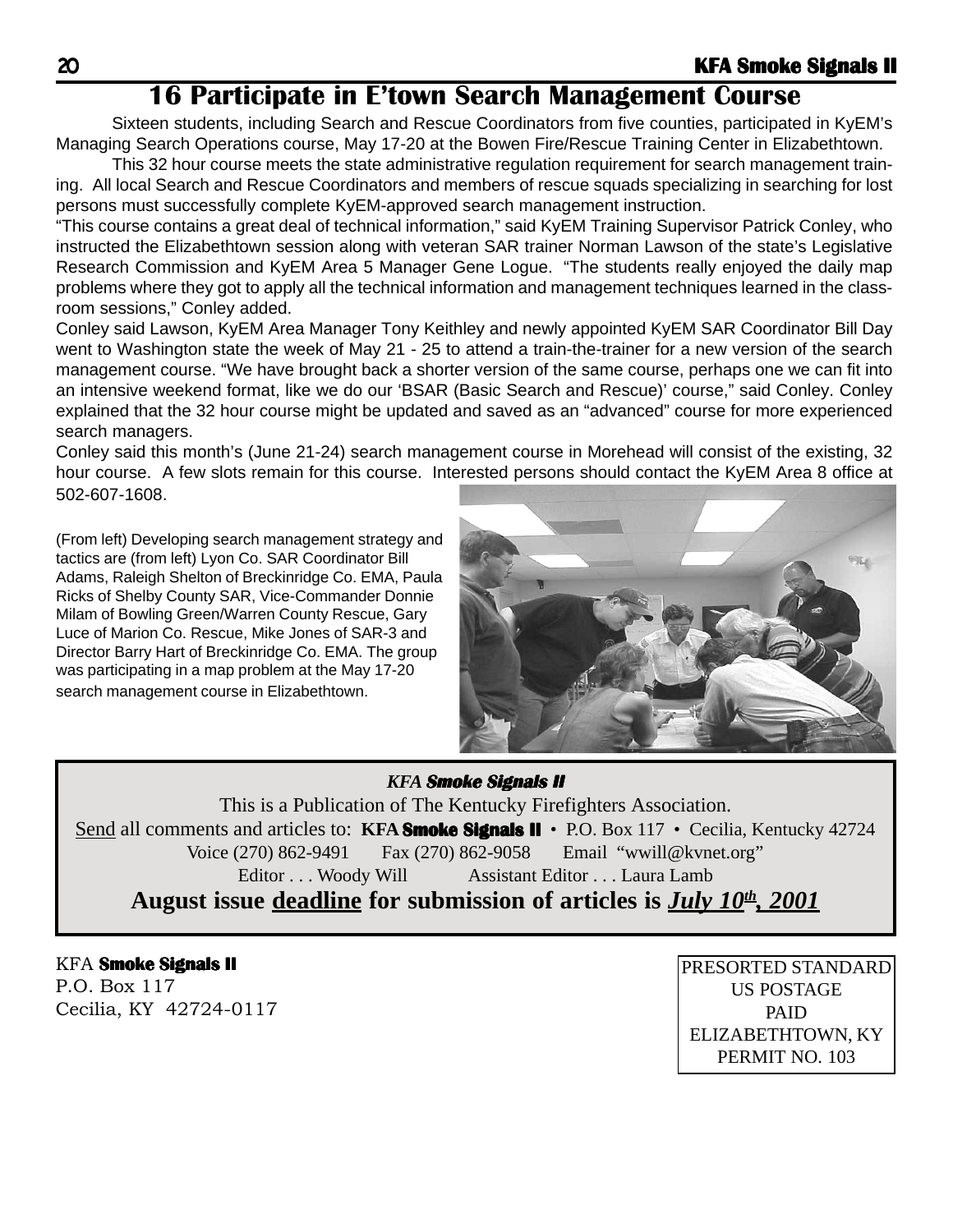# 16 Participate in E'town Search Management Course

Sixteen students, including Search and Rescue Coordinators from five counties, participated in KyEM's Managing Search Operations course, May 17-20 at the Bowen Fire/Rescue Training Center in Elizabethtown.

This 32 hour course meets the state administrative regulation requirement for search management training. All local Search and Rescue Coordinators and members of rescue squads specializing in searching for lost persons must successfully complete KyEM-approved search management instruction.

"This course contains a great deal of technical information," said KyEM Training Supervisor Patrick Conley, who instructed the Elizabethtown session along with veteran SAR trainer Norman Lawson of the state's Legislative Research Commission and KyEM Area 5 Manager Gene Logue. "The students really enjoyed the daily map problems where they got to apply all the technical information and management techniques learned in the classroom sessions," Conley added.

Conley said Lawson, KyEM Area Manager Tony Keithley and newly appointed KyEM SAR Coordinator Bill Day went to Washington state the week of May 21 - 25 to attend a train-the-trainer for a new version of the search management course. "We have brought back a shorter version of the same course, perhaps one we can fit into an intensive weekend format, like we do our 'BSAR (Basic Search and Rescue)' course," said Conley. Conley explained that the 32 hour course might be updated and saved as an "advanced" course for more experienced search managers.

Conley said this month's (June 21-24) search management course in Morehead will consist of the existing, 32 hour course. A few slots remain for this course. Interested persons should contact the KyEM Area 8 office at 502-607-1608.

(From left) Developing search management strategy and tactics are (from left) Lyon Co. SAR Coordinator Bill Adams, Raleigh Shelton of Breckinridge Co. EMA, Paula Ricks of Shelby County SAR, Vice-Commander Donnie Milam of Bowling Green/Warren County Rescue, Gary Luce of Marion Co. Rescue, Mike Jones of SAR-3 and Director Barry Hart of Breckinridge Co. EMA. The group was participating in a map problem at the May 17-20 search management course in Elizabethtown.

***KFA Smoke Signals II***

This is a Publication of The Kentucky Firefighters Association.

Send all comments and articles to: **KFA Smoke Signals II** • P.O. Box 117 • Cecilia, Kentucky 42724

Voice (270) 862-9491 Fax (270) 862-9058 Email "wwill@kvnet.org"

Editor . . . Woody Will Assistant Editor . . . Laura Lamb

**August issue deadline for submission of articles is *July 10th, 2001***

KFA **Smoke Signals II**
P.O. Box 117
Cecilia, KY 42724-0117

PRESORTED STANDARD
US POSTAGE
PAID
ELIZABETHTOWN, KY
PERMIT NO. 103